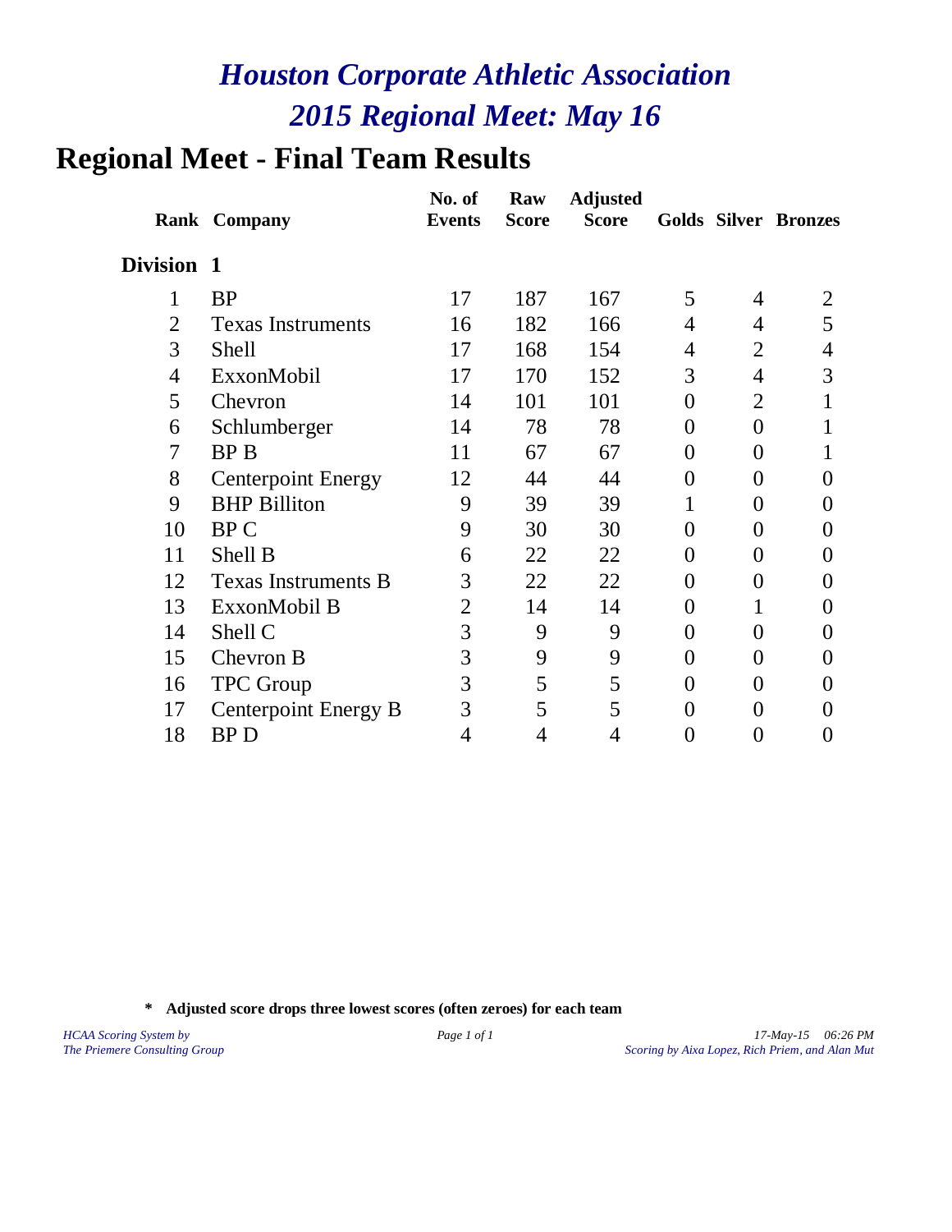# *Houston Corporate Athletic Association*
# *2015 Regional Meet: May 16*

## Regional Meet - Final Team Results

| Rank | Company | No. of Events | Raw Score | Adjusted Score | Golds | Silver | Bronzes |
|---|---|---|---|---|---|---|---|
| **Division 1** | | | | | | | |
| 1 | BP | 17 | 187 | 167 | 5 | 4 | 2 |
| 2 | Texas Instruments | 16 | 182 | 166 | 4 | 4 | 5 |
| 3 | Shell | 17 | 168 | 154 | 4 | 2 | 4 |
| 4 | ExxonMobil | 17 | 170 | 152 | 3 | 4 | 3 |
| 5 | Chevron | 14 | 101 | 101 | 0 | 2 | 1 |
| 6 | Schlumberger | 14 | 78 | 78 | 0 | 0 | 1 |
| 7 | BP B | 11 | 67 | 67 | 0 | 0 | 1 |
| 8 | Centerpoint Energy | 12 | 44 | 44 | 0 | 0 | 0 |
| 9 | BHP Billiton | 9 | 39 | 39 | 1 | 0 | 0 |
| 10 | BP C | 9 | 30 | 30 | 0 | 0 | 0 |
| 11 | Shell B | 6 | 22 | 22 | 0 | 0 | 0 |
| 12 | Texas Instruments B | 3 | 22 | 22 | 0 | 0 | 0 |
| 13 | ExxonMobil B | 2 | 14 | 14 | 0 | 1 | 0 |
| 14 | Shell C | 3 | 9 | 9 | 0 | 0 | 0 |
| 15 | Chevron B | 3 | 9 | 9 | 0 | 0 | 0 |
| 16 | TPC Group | 3 | 5 | 5 | 0 | 0 | 0 |
| 17 | Centerpoint Energy B | 3 | 5 | 5 | 0 | 0 | 0 |
| 18 | BP D | 4 | 4 | 4 | 0 | 0 | 0 |

**\* Adjusted score drops three lowest scores (often zeroes) for each team**

*HCAA Scoring System by*
*The Priemere Consulting Group*

*17-May-15 06:26 PM*
*Scoring by Aixa Lopez, Rich Priem, and Alan Mut*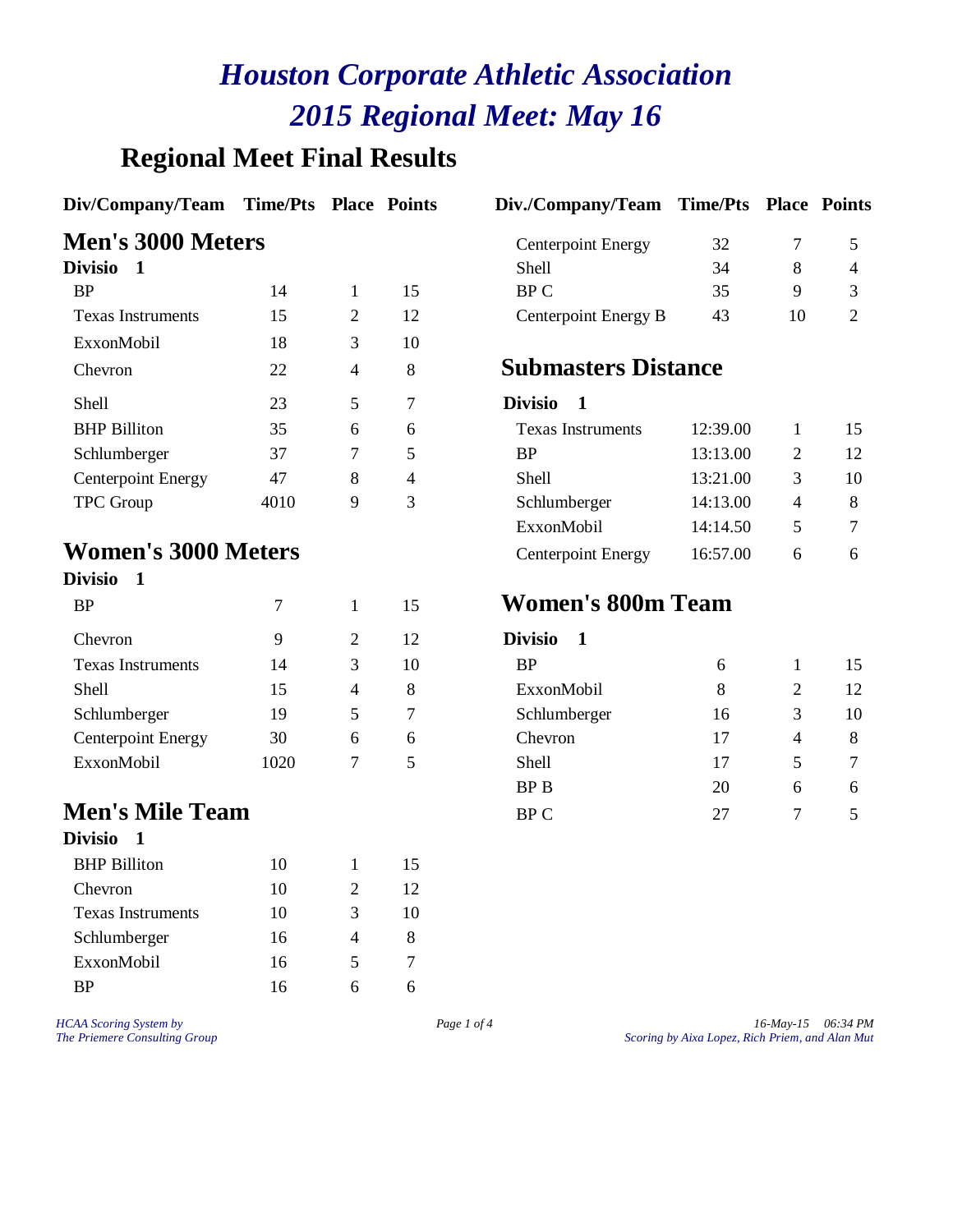# Houston Corporate Athletic Association
# 2015 Regional Meet: May 16

## Regional Meet Final Results

### Men's 3000 Meters

**Divisio 1**

| Div/Company/Team | Time/Pts | Place | Points |
|---|---|---|---|
| BP | 14 | 1 | 15 |
| Texas Instruments | 15 | 2 | 12 |
| ExxonMobil | 18 | 3 | 10 |
| Chevron | 22 | 4 | 8 |
| Shell | 23 | 5 | 7 |
| BHP Billiton | 35 | 6 | 6 |
| Schlumberger | 37 | 7 | 5 |
| Centerpoint Energy | 47 | 8 | 4 |
| TPC Group | 4010 | 9 | 3 |

### Women's 3000 Meters

**Divisio 1**

| Div/Company/Team | Time/Pts | Place | Points |
|---|---|---|---|
| BP | 7 | 1 | 15 |
| Chevron | 9 | 2 | 12 |
| Texas Instruments | 14 | 3 | 10 |
| Shell | 15 | 4 | 8 |
| Schlumberger | 19 | 5 | 7 |
| Centerpoint Energy | 30 | 6 | 6 |
| ExxonMobil | 1020 | 7 | 5 |

### Men's Mile Team

**Divisio 1**

| Div/Company/Team | Time/Pts | Place | Points |
|---|---|---|---|
| BHP Billiton | 10 | 1 | 15 |
| Chevron | 10 | 2 | 12 |
| Texas Instruments | 10 | 3 | 10 |
| Schlumberger | 16 | 4 | 8 |
| ExxonMobil | 16 | 5 | 7 |
| BP | 16 | 6 | 6 |
| Centerpoint Energy | 32 | 7 | 5 |
| Shell | 34 | 8 | 4 |
| BP C | 35 | 9 | 3 |
| Centerpoint Energy B | 43 | 10 | 2 |

### Submasters Distance

**Divisio 1**

| Div./Company/Team | Time/Pts | Place | Points |
|---|---|---|---|
| Texas Instruments | 12:39.00 | 1 | 15 |
| BP | 13:13.00 | 2 | 12 |
| Shell | 13:21.00 | 3 | 10 |
| Schlumberger | 14:13.00 | 4 | 8 |
| ExxonMobil | 14:14.50 | 5 | 7 |
| Centerpoint Energy | 16:57.00 | 6 | 6 |

### Women's 800m Team

**Divisio 1**

| Div./Company/Team | Time/Pts | Place | Points |
|---|---|---|---|
| BP | 6 | 1 | 15 |
| ExxonMobil | 8 | 2 | 12 |
| Schlumberger | 16 | 3 | 10 |
| Chevron | 17 | 4 | 8 |
| Shell | 17 | 5 | 7 |
| BP B | 20 | 6 | 6 |
| BP C | 27 | 7 | 5 |

*HCAA Scoring System by The Priemere Consulting Group*

*16-May-15 06:34 PM*
*Scoring by Aixa Lopez, Rich Priem, and Alan Mut*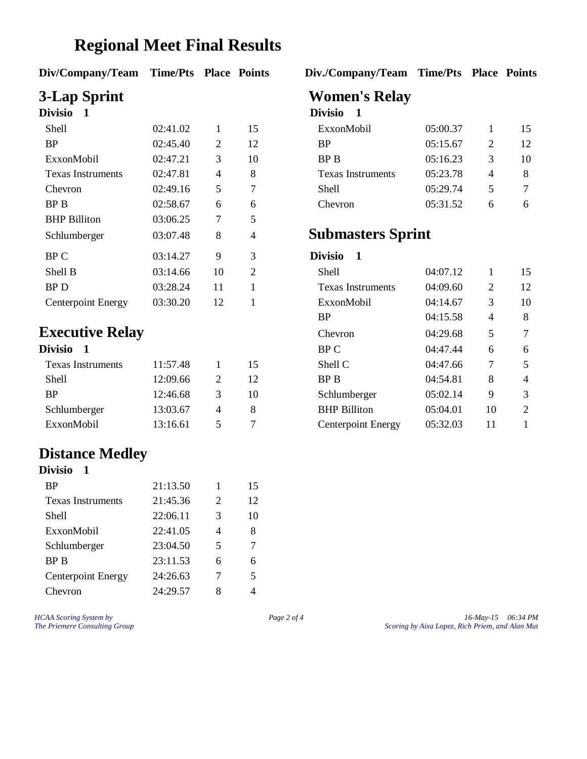# Regional Meet Final Results

## 3-Lap Sprint

**Divisio 1**

| Div/Company/Team | Time/Pts | Place | Points |
|---|---|---|---|
| Shell | 02:41.02 | 1 | 15 |
| BP | 02:45.40 | 2 | 12 |
| ExxonMobil | 02:47.21 | 3 | 10 |
| Texas Instruments | 02:47.81 | 4 | 8 |
| Chevron | 02:49.16 | 5 | 7 |
| BP B | 02:58.67 | 6 | 6 |
| BHP Billiton | 03:06.25 | 7 | 5 |
| Schlumberger | 03:07.48 | 8 | 4 |
| BP C | 03:14.27 | 9 | 3 |
| Shell B | 03:14.66 | 10 | 2 |
| BP D | 03:28.24 | 11 | 1 |
| Centerpoint Energy | 03:30.20 | 12 | 1 |

## Executive Relay

**Divisio 1**

| Div/Company/Team | Time/Pts | Place | Points |
|---|---|---|---|
| Texas Instruments | 11:57.48 | 1 | 15 |
| Shell | 12:09.66 | 2 | 12 |
| BP | 12:46.68 | 3 | 10 |
| Schlumberger | 13:03.67 | 4 | 8 |
| ExxonMobil | 13:16.61 | 5 | 7 |

## Distance Medley

**Divisio 1**

| Div/Company/Team | Time/Pts | Place | Points |
|---|---|---|---|
| BP | 21:13.50 | 1 | 15 |
| Texas Instruments | 21:45.36 | 2 | 12 |
| Shell | 22:06.11 | 3 | 10 |
| ExxonMobil | 22:41.05 | 4 | 8 |
| Schlumberger | 23:04.50 | 5 | 7 |
| BP B | 23:11.53 | 6 | 6 |
| Centerpoint Energy | 24:26.63 | 7 | 5 |
| Chevron | 24:29.57 | 8 | 4 |

## Women's Relay

**Divisio 1**

| Div./Company/Team | Time/Pts | Place | Points |
|---|---|---|---|
| ExxonMobil | 05:00.37 | 1 | 15 |
| BP | 05:15.67 | 2 | 12 |
| BP B | 05:16.23 | 3 | 10 |
| Texas Instruments | 05:23.78 | 4 | 8 |
| Shell | 05:29.74 | 5 | 7 |
| Chevron | 05:31.52 | 6 | 6 |

## Submasters Sprint

**Divisio 1**

| Div./Company/Team | Time/Pts | Place | Points |
|---|---|---|---|
| Shell | 04:07.12 | 1 | 15 |
| Texas Instruments | 04:09.60 | 2 | 12 |
| ExxonMobil | 04:14.67 | 3 | 10 |
| BP | 04:15.58 | 4 | 8 |
| Chevron | 04:29.68 | 5 | 7 |
| BP C | 04:47.44 | 6 | 6 |
| Shell C | 04:47.66 | 7 | 5 |
| BP B | 04:54.81 | 8 | 4 |
| Schlumberger | 05:02.14 | 9 | 3 |
| BHP Billiton | 05:04.01 | 10 | 2 |
| Centerpoint Energy | 05:32.03 | 11 | 1 |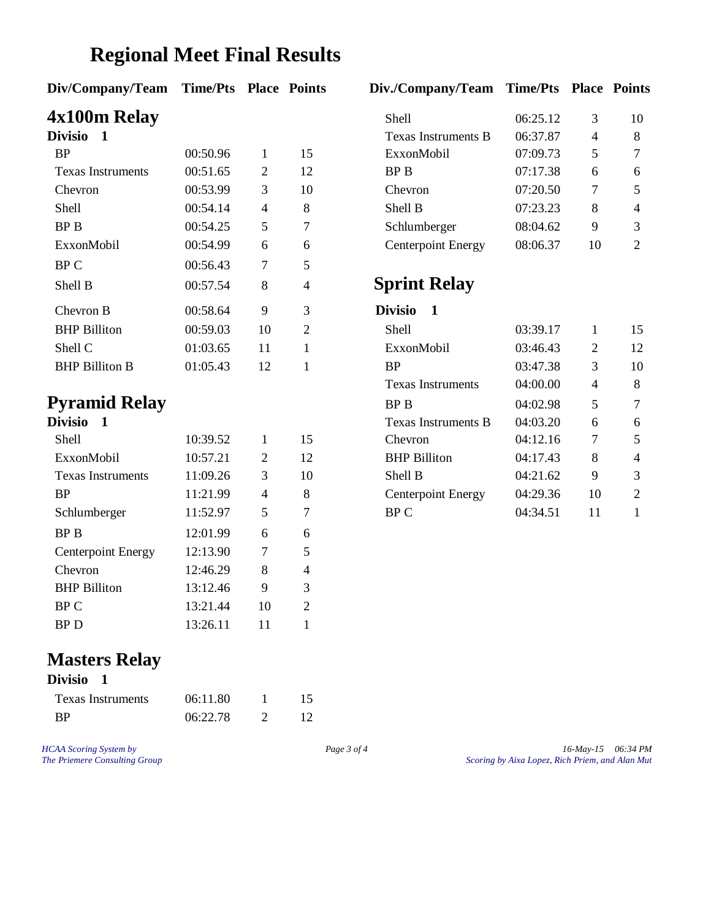# Regional Meet Final Results

## 4x100m Relay

**Divisio 1**

| Div/Company/Team | Time/Pts | Place | Points |
|---|---|---|---|
| BP | 00:50.96 | 1 | 15 |
| Texas Instruments | 00:51.65 | 2 | 12 |
| Chevron | 00:53.99 | 3 | 10 |
| Shell | 00:54.14 | 4 | 8 |
| BP B | 00:54.25 | 5 | 7 |
| ExxonMobil | 00:54.99 | 6 | 6 |
| BP C | 00:56.43 | 7 | 5 |
| Shell B | 00:57.54 | 8 | 4 |
| Chevron B | 00:58.64 | 9 | 3 |
| BHP Billiton | 00:59.03 | 10 | 2 |
| Shell C | 01:03.65 | 11 | 1 |
| BHP Billiton B | 01:05.43 | 12 | 1 |

## Pyramid Relay

**Divisio 1**

| Div/Company/Team | Time/Pts | Place | Points |
|---|---|---|---|
| Shell | 10:39.52 | 1 | 15 |
| ExxonMobil | 10:57.21 | 2 | 12 |
| Texas Instruments | 11:09.26 | 3 | 10 |
| BP | 11:21.99 | 4 | 8 |
| Schlumberger | 11:52.97 | 5 | 7 |
| BP B | 12:01.99 | 6 | 6 |
| Centerpoint Energy | 12:13.90 | 7 | 5 |
| Chevron | 12:46.29 | 8 | 4 |
| BHP Billiton | 13:12.46 | 9 | 3 |
| BP C | 13:21.44 | 10 | 2 |
| BP D | 13:26.11 | 11 | 1 |

## Masters Relay

**Divisio 1**

| Div./Company/Team | Time/Pts | Place | Points |
|---|---|---|---|
| Texas Instruments | 06:11.80 | 1 | 15 |
| BP | 06:22.78 | 2 | 12 |
| Shell | 06:25.12 | 3 | 10 |
| Texas Instruments B | 06:37.87 | 4 | 8 |
| ExxonMobil | 07:09.73 | 5 | 7 |
| BP B | 07:17.38 | 6 | 6 |
| Chevron | 07:20.50 | 7 | 5 |
| Shell B | 07:23.23 | 8 | 4 |
| Schlumberger | 08:04.62 | 9 | 3 |
| Centerpoint Energy | 08:06.37 | 10 | 2 |

## Sprint Relay

**Divisio 1**

| Div./Company/Team | Time/Pts | Place | Points |
|---|---|---|---|
| Shell | 03:39.17 | 1 | 15 |
| ExxonMobil | 03:46.43 | 2 | 12 |
| BP | 03:47.38 | 3 | 10 |
| Texas Instruments | 04:00.00 | 4 | 8 |
| BP B | 04:02.98 | 5 | 7 |
| Texas Instruments B | 04:03.20 | 6 | 6 |
| Chevron | 04:12.16 | 7 | 5 |
| BHP Billiton | 04:17.43 | 8 | 4 |
| Shell B | 04:21.62 | 9 | 3 |
| Centerpoint Energy | 04:29.36 | 10 | 2 |
| BP C | 04:34.51 | 11 | 1 |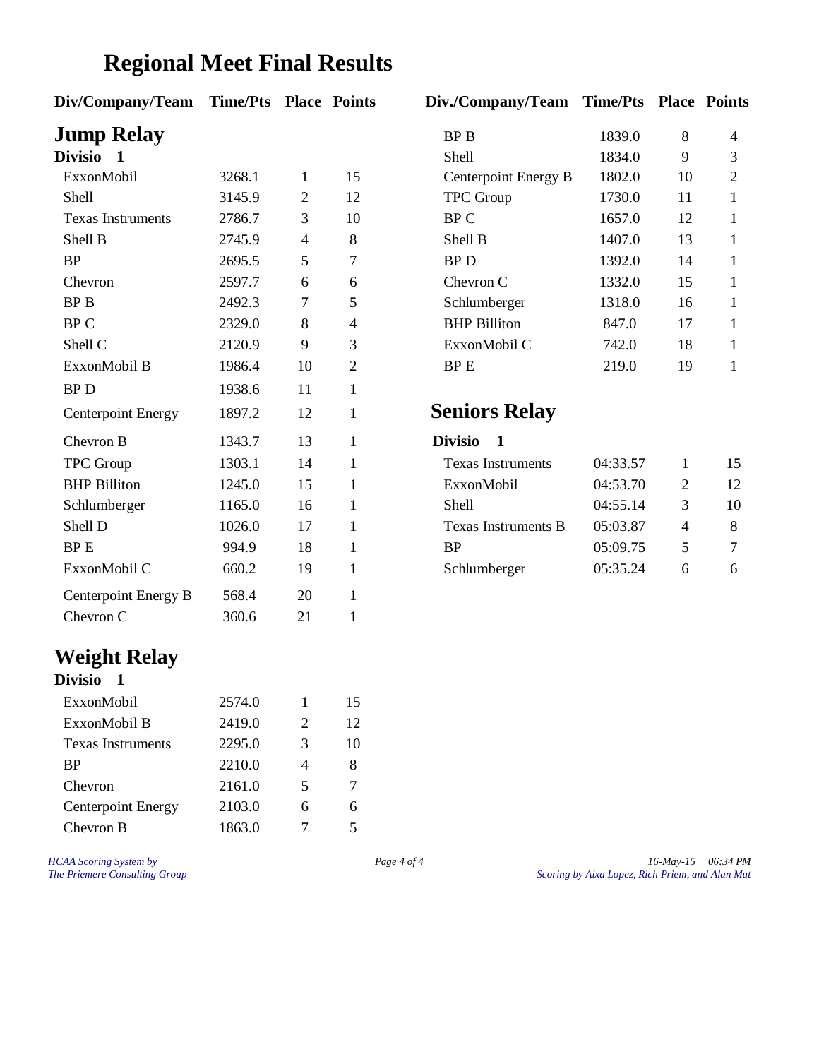# Regional Meet Final Results

## Jump Relay

### Divisio 1

| Div/Company/Team | Time/Pts | Place | Points |
|---|---|---|---|
| ExxonMobil | 3268.1 | 1 | 15 |
| Shell | 3145.9 | 2 | 12 |
| Texas Instruments | 2786.7 | 3 | 10 |
| Shell B | 2745.9 | 4 | 8 |
| BP | 2695.5 | 5 | 7 |
| Chevron | 2597.7 | 6 | 6 |
| BP B | 2492.3 | 7 | 5 |
| BP C | 2329.0 | 8 | 4 |
| Shell C | 2120.9 | 9 | 3 |
| ExxonMobil B | 1986.4 | 10 | 2 |
| BP D | 1938.6 | 11 | 1 |
| Centerpoint Energy | 1897.2 | 12 | 1 |
| Chevron B | 1343.7 | 13 | 1 |
| TPC Group | 1303.1 | 14 | 1 |
| BHP Billiton | 1245.0 | 15 | 1 |
| Schlumberger | 1165.0 | 16 | 1 |
| Shell D | 1026.0 | 17 | 1 |
| BP E | 994.9 | 18 | 1 |
| ExxonMobil C | 660.2 | 19 | 1 |
| Centerpoint Energy B | 568.4 | 20 | 1 |
| Chevron C | 360.6 | 21 | 1 |

## Weight Relay

### Divisio 1

| Div/Company/Team | Time/Pts | Place | Points |
|---|---|---|---|
| ExxonMobil | 2574.0 | 1 | 15 |
| ExxonMobil B | 2419.0 | 2 | 12 |
| Texas Instruments | 2295.0 | 3 | 10 |
| BP | 2210.0 | 4 | 8 |
| Chevron | 2161.0 | 5 | 7 |
| Centerpoint Energy | 2103.0 | 6 | 6 |
| Chevron B | 1863.0 | 7 | 5 |
| BP B | 1839.0 | 8 | 4 |
| Shell | 1834.0 | 9 | 3 |
| Centerpoint Energy B | 1802.0 | 10 | 2 |
| TPC Group | 1730.0 | 11 | 1 |
| BP C | 1657.0 | 12 | 1 |
| Shell B | 1407.0 | 13 | 1 |
| BP D | 1392.0 | 14 | 1 |
| Chevron C | 1332.0 | 15 | 1 |
| Schlumberger | 1318.0 | 16 | 1 |
| BHP Billiton | 847.0 | 17 | 1 |
| ExxonMobil C | 742.0 | 18 | 1 |
| BP E | 219.0 | 19 | 1 |

## Seniors Relay

### Divisio 1

| Div./Company/Team | Time/Pts | Place | Points |
|---|---|---|---|
| Texas Instruments | 04:33.57 | 1 | 15 |
| ExxonMobil | 04:53.70 | 2 | 12 |
| Shell | 04:55.14 | 3 | 10 |
| Texas Instruments B | 05:03.87 | 4 | 8 |
| BP | 05:09.75 | 5 | 7 |
| Schlumberger | 05:35.24 | 6 | 6 |

*HCAA Scoring System by The Priemere Consulting Group*

*16-May-15 06:34 PM*

*Scoring by Aixa Lopez, Rich Priem, and Alan Mut*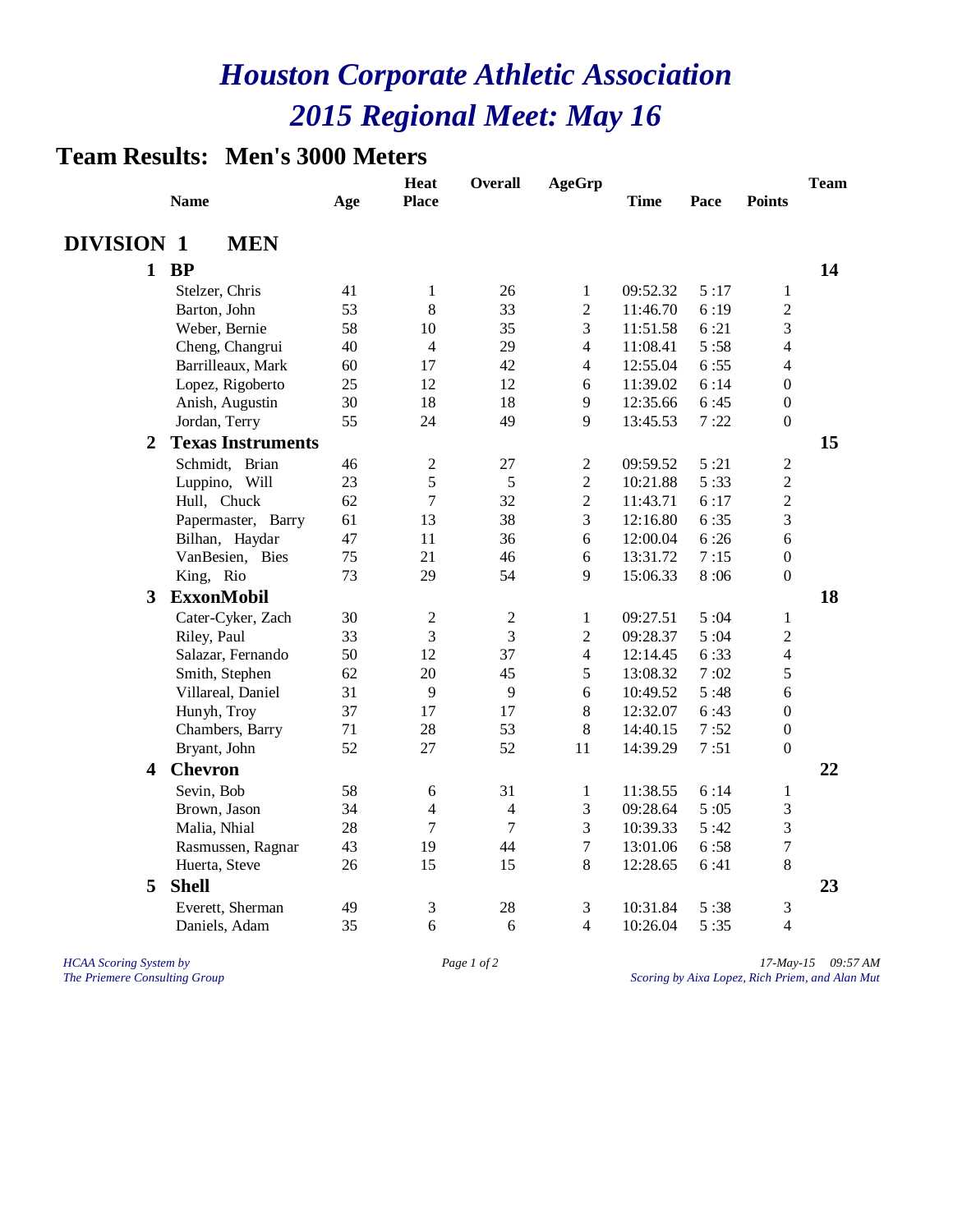# Houston Corporate Athletic Association
# 2015 Regional Meet: May 16

## Team Results: Men's 3000 Meters

### DIVISION 1 MEN

| | Name | Age | Heat Place | Overall | AgeGrp | Time | Pace | Points | Team |
|---|---|---|---|---|---|---|---|---|---|
| **1** | **BP** | | | | | | | | **14** |
| | Stelzer, Chris | 41 | 1 | 26 | 1 | 09:52.32 | 5 :17 | 1 | |
| | Barton, John | 53 | 8 | 33 | 2 | 11:46.70 | 6 :19 | 2 | |
| | Weber, Bernie | 58 | 10 | 35 | 3 | 11:51.58 | 6 :21 | 3 | |
| | Cheng, Changrui | 40 | 4 | 29 | 4 | 11:08.41 | 5 :58 | 4 | |
| | Barrilleaux, Mark | 60 | 17 | 42 | 4 | 12:55.04 | 6 :55 | 4 | |
| | Lopez, Rigoberto | 25 | 12 | 12 | 6 | 11:39.02 | 6 :14 | 0 | |
| | Anish, Augustin | 30 | 18 | 18 | 9 | 12:35.66 | 6 :45 | 0 | |
| | Jordan, Terry | 55 | 24 | 49 | 9 | 13:45.53 | 7 :22 | 0 | |
| **2** | **Texas Instruments** | | | | | | | | **15** |
| | Schmidt, Brian | 46 | 2 | 27 | 2 | 09:59.52 | 5 :21 | 2 | |
| | Luppino, Will | 23 | 5 | 5 | 2 | 10:21.88 | 5 :33 | 2 | |
| | Hull, Chuck | 62 | 7 | 32 | 2 | 11:43.71 | 6 :17 | 2 | |
| | Papermaster, Barry | 61 | 13 | 38 | 3 | 12:16.80 | 6 :35 | 3 | |
| | Bilhan, Haydar | 47 | 11 | 36 | 6 | 12:00.04 | 6 :26 | 6 | |
| | VanBesien, Bies | 75 | 21 | 46 | 6 | 13:31.72 | 7 :15 | 0 | |
| | King, Rio | 73 | 29 | 54 | 9 | 15:06.33 | 8 :06 | 0 | |
| **3** | **ExxonMobil** | | | | | | | | **18** |
| | Cater-Cyker, Zach | 30 | 2 | 2 | 1 | 09:27.51 | 5 :04 | 1 | |
| | Riley, Paul | 33 | 3 | 3 | 2 | 09:28.37 | 5 :04 | 2 | |
| | Salazar, Fernando | 50 | 12 | 37 | 4 | 12:14.45 | 6 :33 | 4 | |
| | Smith, Stephen | 62 | 20 | 45 | 5 | 13:08.32 | 7 :02 | 5 | |
| | Villareal, Daniel | 31 | 9 | 9 | 6 | 10:49.52 | 5 :48 | 6 | |
| | Hunyh, Troy | 37 | 17 | 17 | 8 | 12:32.07 | 6 :43 | 0 | |
| | Chambers, Barry | 71 | 28 | 53 | 8 | 14:40.15 | 7 :52 | 0 | |
| | Bryant, John | 52 | 27 | 52 | 11 | 14:39.29 | 7 :51 | 0 | |
| **4** | **Chevron** | | | | | | | | **22** |
| | Sevin, Bob | 58 | 6 | 31 | 1 | 11:38.55 | 6 :14 | 1 | |
| | Brown, Jason | 34 | 4 | 4 | 3 | 09:28.64 | 5 :05 | 3 | |
| | Malia, Nhial | 28 | 7 | 7 | 3 | 10:39.33 | 5 :42 | 3 | |
| | Rasmussen, Ragnar | 43 | 19 | 44 | 7 | 13:01.06 | 6 :58 | 7 | |
| | Huerta, Steve | 26 | 15 | 15 | 8 | 12:28.65 | 6 :41 | 8 | |
| **5** | **Shell** | | | | | | | | **23** |
| | Everett, Sherman | 49 | 3 | 28 | 3 | 10:31.84 | 5 :38 | 3 | |
| | Daniels, Adam | 35 | 6 | 6 | 4 | 10:26.04 | 5 :35 | 4 | |

*HCAA Scoring System by The Priemere Consulting Group*

*17-May-15 09:57 AM*
*Scoring by Aixa Lopez, Rich Priem, and Alan Mut*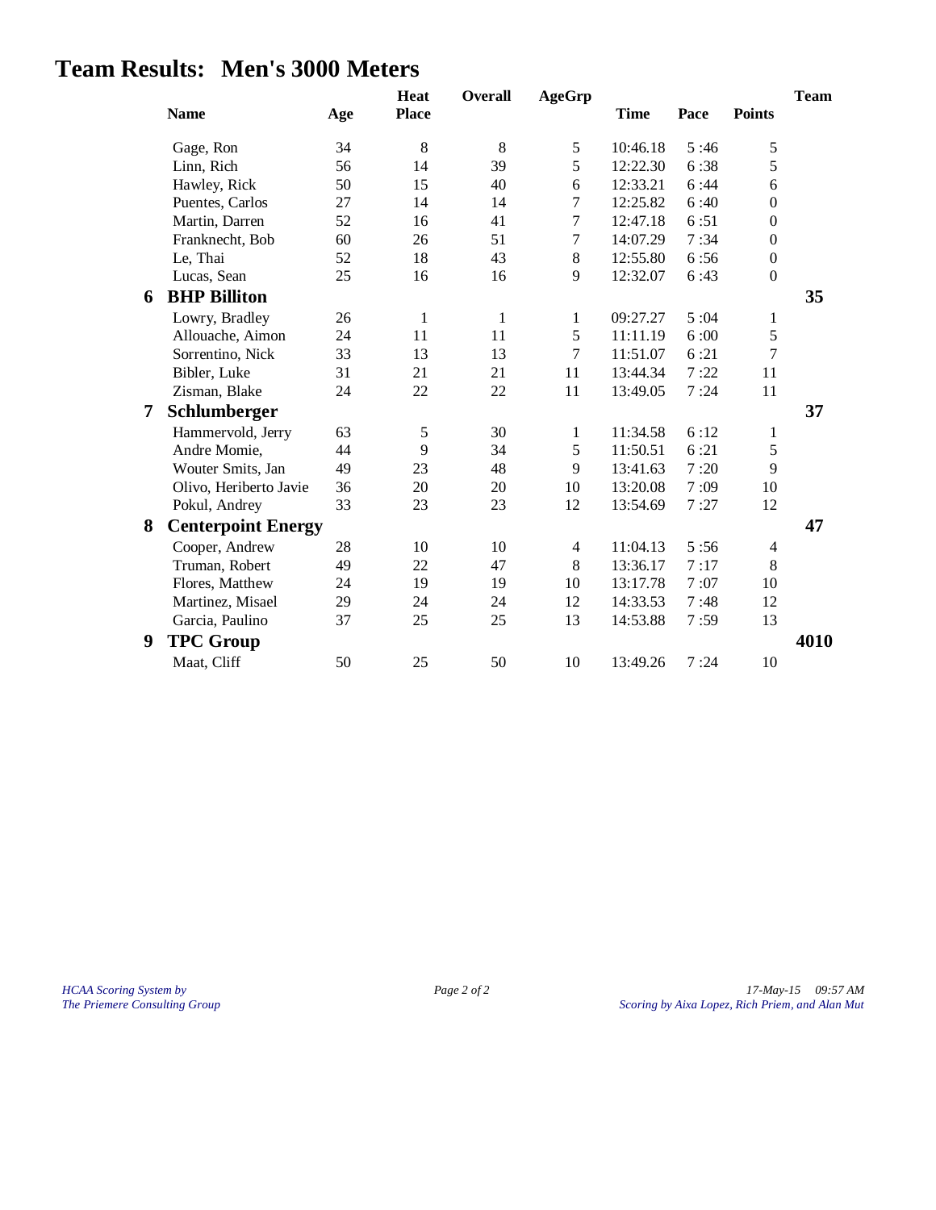# Team Results: Men's 3000 Meters

| | Name | Age | Heat Place | Overall | AgeGrp | Time | Pace | Points | Team |
|---|---|---|---|---|---|---|---|---|---|
| | Gage, Ron | 34 | 8 | 8 | 5 | 10:46.18 | 5 :46 | 5 | |
| | Linn, Rich | 56 | 14 | 39 | 5 | 12:22.30 | 6 :38 | 5 | |
| | Hawley, Rick | 50 | 15 | 40 | 6 | 12:33.21 | 6 :44 | 6 | |
| | Puentes, Carlos | 27 | 14 | 14 | 7 | 12:25.82 | 6 :40 | 0 | |
| | Martin, Darren | 52 | 16 | 41 | 7 | 12:47.18 | 6 :51 | 0 | |
| | Franknecht, Bob | 60 | 26 | 51 | 7 | 14:07.29 | 7 :34 | 0 | |
| | Le, Thai | 52 | 18 | 43 | 8 | 12:55.80 | 6 :56 | 0 | |
| | Lucas, Sean | 25 | 16 | 16 | 9 | 12:32.07 | 6 :43 | 0 | |
| **6** | **BHP Billiton** | | | | | | | | **35** |
| | Lowry, Bradley | 26 | 1 | 1 | 1 | 09:27.27 | 5 :04 | 1 | |
| | Allouache, Aimon | 24 | 11 | 11 | 5 | 11:11.19 | 6 :00 | 5 | |
| | Sorrentino, Nick | 33 | 13 | 13 | 7 | 11:51.07 | 6 :21 | 7 | |
| | Bibler, Luke | 31 | 21 | 21 | 11 | 13:44.34 | 7 :22 | 11 | |
| | Zisman, Blake | 24 | 22 | 22 | 11 | 13:49.05 | 7 :24 | 11 | |
| **7** | **Schlumberger** | | | | | | | | **37** |
| | Hammervold, Jerry | 63 | 5 | 30 | 1 | 11:34.58 | 6 :12 | 1 | |
| | Andre Momie, | 44 | 9 | 34 | 5 | 11:50.51 | 6 :21 | 5 | |
| | Wouter Smits, Jan | 49 | 23 | 48 | 9 | 13:41.63 | 7 :20 | 9 | |
| | Olivo, Heriberto Javie | 36 | 20 | 20 | 10 | 13:20.08 | 7 :09 | 10 | |
| | Pokul, Andrey | 33 | 23 | 23 | 12 | 13:54.69 | 7 :27 | 12 | |
| **8** | **Centerpoint Energy** | | | | | | | | **47** |
| | Cooper, Andrew | 28 | 10 | 10 | 4 | 11:04.13 | 5 :56 | 4 | |
| | Truman, Robert | 49 | 22 | 47 | 8 | 13:36.17 | 7 :17 | 8 | |
| | Flores, Matthew | 24 | 19 | 19 | 10 | 13:17.78 | 7 :07 | 10 | |
| | Martinez, Misael | 29 | 24 | 24 | 12 | 14:33.53 | 7 :48 | 12 | |
| | Garcia, Paulino | 37 | 25 | 25 | 13 | 14:53.88 | 7 :59 | 13 | |
| **9** | **TPC Group** | | | | | | | | **4010** |
| | Maat, Cliff | 50 | 25 | 50 | 10 | 13:49.26 | 7 :24 | 10 | |

*HCAA Scoring System by The Priemere Consulting Group*

*17-May-15 09:57 AM*
*Scoring by Aixa Lopez, Rich Priem, and Alan Mut*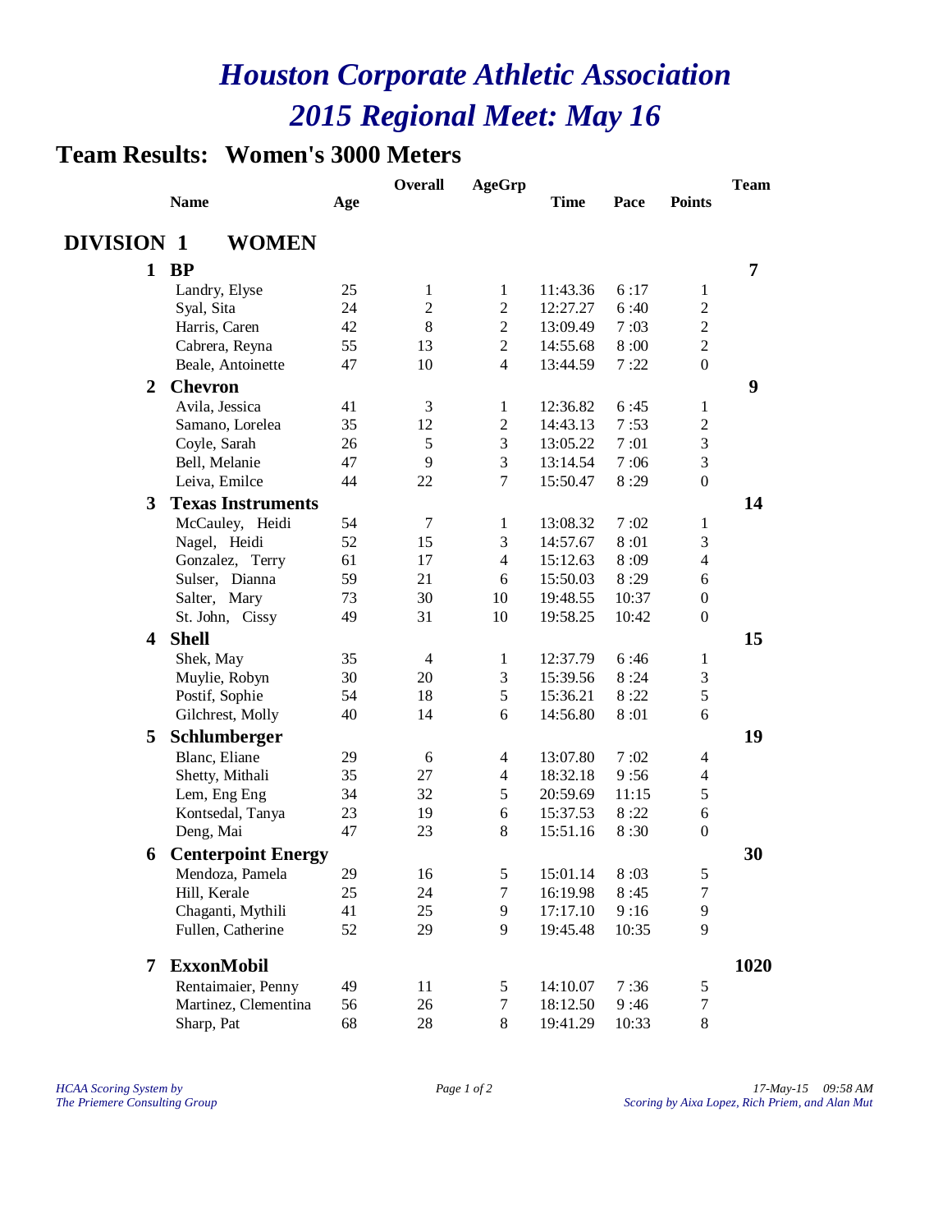# *Houston Corporate Athletic Association*
# *2015 Regional Meet: May 16*

## Team Results: Women's 3000 Meters

| | Name | Age | Overall | AgeGrp | Time | Pace | Points | Team |
|---|---|---|---|---|---|---|---|---|
| **DIVISION 1** | **WOMEN** | | | | | | | |
| **1** | **BP** | | | | | | | **7** |
| | Landry, Elyse | 25 | 1 | 1 | 11:43.36 | 6 :17 | 1 | |
| | Syal, Sita | 24 | 2 | 2 | 12:27.27 | 6 :40 | 2 | |
| | Harris, Caren | 42 | 8 | 2 | 13:09.49 | 7 :03 | 2 | |
| | Cabrera, Reyna | 55 | 13 | 2 | 14:55.68 | 8 :00 | 2 | |
| | Beale, Antoinette | 47 | 10 | 4 | 13:44.59 | 7 :22 | 0 | |
| **2** | **Chevron** | | | | | | | **9** |
| | Avila, Jessica | 41 | 3 | 1 | 12:36.82 | 6 :45 | 1 | |
| | Samano, Lorelea | 35 | 12 | 2 | 14:43.13 | 7 :53 | 2 | |
| | Coyle, Sarah | 26 | 5 | 3 | 13:05.22 | 7 :01 | 3 | |
| | Bell, Melanie | 47 | 9 | 3 | 13:14.54 | 7 :06 | 3 | |
| | Leiva, Emilce | 44 | 22 | 7 | 15:50.47 | 8 :29 | 0 | |
| **3** | **Texas Instruments** | | | | | | | **14** |
| | McCauley, Heidi | 54 | 7 | 1 | 13:08.32 | 7 :02 | 1 | |
| | Nagel, Heidi | 52 | 15 | 3 | 14:57.67 | 8 :01 | 3 | |
| | Gonzalez, Terry | 61 | 17 | 4 | 15:12.63 | 8 :09 | 4 | |
| | Sulser, Dianna | 59 | 21 | 6 | 15:50.03 | 8 :29 | 6 | |
| | Salter, Mary | 73 | 30 | 10 | 19:48.55 | 10:37 | 0 | |
| | St. John, Cissy | 49 | 31 | 10 | 19:58.25 | 10:42 | 0 | |
| **4** | **Shell** | | | | | | | **15** |
| | Shek, May | 35 | 4 | 1 | 12:37.79 | 6 :46 | 1 | |
| | Muylie, Robyn | 30 | 20 | 3 | 15:39.56 | 8 :24 | 3 | |
| | Postif, Sophie | 54 | 18 | 5 | 15:36.21 | 8 :22 | 5 | |
| | Gilchrest, Molly | 40 | 14 | 6 | 14:56.80 | 8 :01 | 6 | |
| **5** | **Schlumberger** | | | | | | | **19** |
| | Blanc, Eliane | 29 | 6 | 4 | 13:07.80 | 7 :02 | 4 | |
| | Shetty, Mithali | 35 | 27 | 4 | 18:32.18 | 9 :56 | 4 | |
| | Lem, Eng Eng | 34 | 32 | 5 | 20:59.69 | 11:15 | 5 | |
| | Kontsedal, Tanya | 23 | 19 | 6 | 15:37.53 | 8 :22 | 6 | |
| | Deng, Mai | 47 | 23 | 8 | 15:51.16 | 8 :30 | 0 | |
| **6** | **Centerpoint Energy** | | | | | | | **30** |
| | Mendoza, Pamela | 29 | 16 | 5 | 15:01.14 | 8 :03 | 5 | |
| | Hill, Kerale | 25 | 24 | 7 | 16:19.98 | 8 :45 | 7 | |
| | Chaganti, Mythili | 41 | 25 | 9 | 17:17.10 | 9 :16 | 9 | |
| | Fullen, Catherine | 52 | 29 | 9 | 19:45.48 | 10:35 | 9 | |
| **7** | **ExxonMobil** | | | | | | | **1020** |
| | Rentaimaier, Penny | 49 | 11 | 5 | 14:10.07 | 7 :36 | 5 | |
| | Martinez, Clementina | 56 | 26 | 7 | 18:12.50 | 9 :46 | 7 | |
| | Sharp, Pat | 68 | 28 | 8 | 19:41.29 | 10:33 | 8 | |

*HCAA Scoring System by*
*The Priemere Consulting Group*

*17-May-15 09:58 AM*
*Scoring by Aixa Lopez, Rich Priem, and Alan Mut*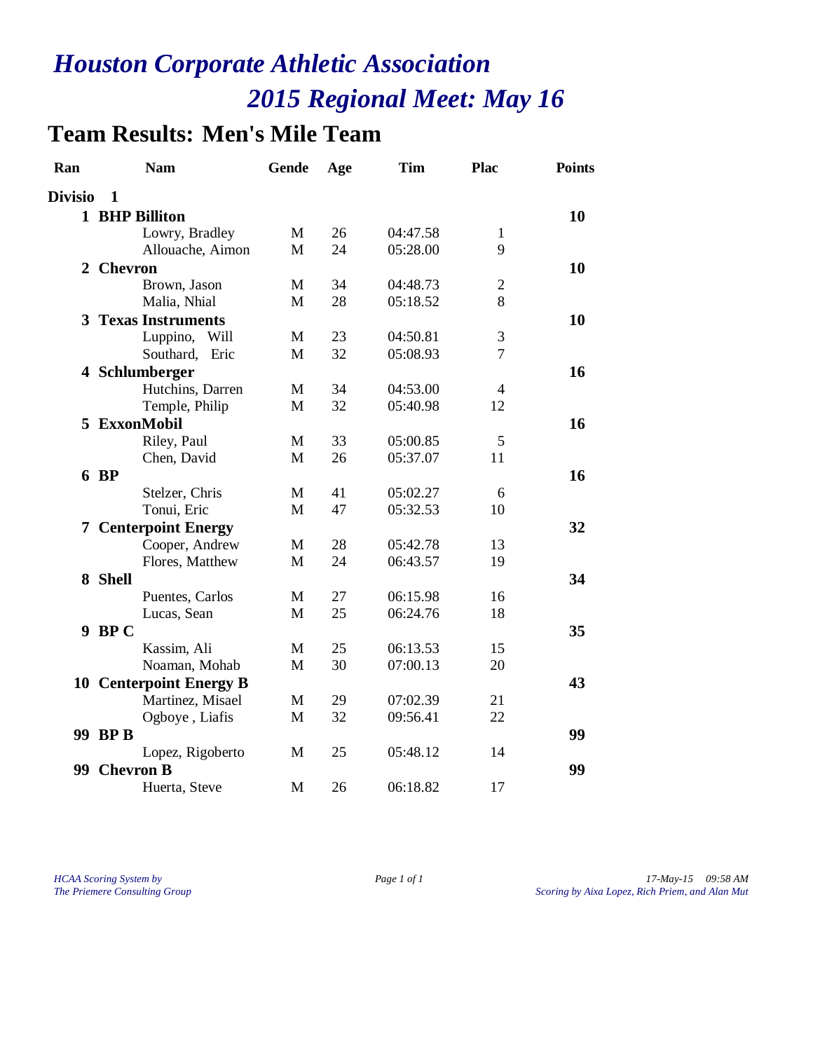# *Houston Corporate Athletic Association*

## *2015 Regional Meet: May 16*

## Team Results: Men's Mile Team

| Ran | Nam | Gende | Age | Tim | Plac | Points |
|---|---|---|---|---|---|---|
| **Divisio 1** | | | | | | |
| **1** | **BHP Billiton** | | | | | **10** |
| | Lowry, Bradley | M | 26 | 04:47.58 | 1 | |
| | Allouache, Aimon | M | 24 | 05:28.00 | 9 | |
| **2** | **Chevron** | | | | | **10** |
| | Brown, Jason | M | 34 | 04:48.73 | 2 | |
| | Malia, Nhial | M | 28 | 05:18.52 | 8 | |
| **3** | **Texas Instruments** | | | | | **10** |
| | Luppino, Will | M | 23 | 04:50.81 | 3 | |
| | Southard, Eric | M | 32 | 05:08.93 | 7 | |
| **4** | **Schlumberger** | | | | | **16** |
| | Hutchins, Darren | M | 34 | 04:53.00 | 4 | |
| | Temple, Philip | M | 32 | 05:40.98 | 12 | |
| **5** | **ExxonMobil** | | | | | **16** |
| | Riley, Paul | M | 33 | 05:00.85 | 5 | |
| | Chen, David | M | 26 | 05:37.07 | 11 | |
| **6** | **BP** | | | | | **16** |
| | Stelzer, Chris | M | 41 | 05:02.27 | 6 | |
| | Tonui, Eric | M | 47 | 05:32.53 | 10 | |
| **7** | **Centerpoint Energy** | | | | | **32** |
| | Cooper, Andrew | M | 28 | 05:42.78 | 13 | |
| | Flores, Matthew | M | 24 | 06:43.57 | 19 | |
| **8** | **Shell** | | | | | **34** |
| | Puentes, Carlos | M | 27 | 06:15.98 | 16 | |
| | Lucas, Sean | M | 25 | 06:24.76 | 18 | |
| **9** | **BP C** | | | | | **35** |
| | Kassim, Ali | M | 25 | 06:13.53 | 15 | |
| | Noaman, Mohab | M | 30 | 07:00.13 | 20 | |
| **10** | **Centerpoint Energy B** | | | | | **43** |
| | Martinez, Misael | M | 29 | 07:02.39 | 21 | |
| | Ogboye , Liafis | M | 32 | 09:56.41 | 22 | |
| **99** | **BP B** | | | | | **99** |
| | Lopez, Rigoberto | M | 25 | 05:48.12 | 14 | |
| **99** | **Chevron B** | | | | | **99** |
| | Huerta, Steve | M | 26 | 06:18.82 | 17 | |

*HCAA Scoring System by*
*The Priemere Consulting Group*

*17-May-15 09:58 AM*
*Scoring by Aixa Lopez, Rich Priem, and Alan Mut*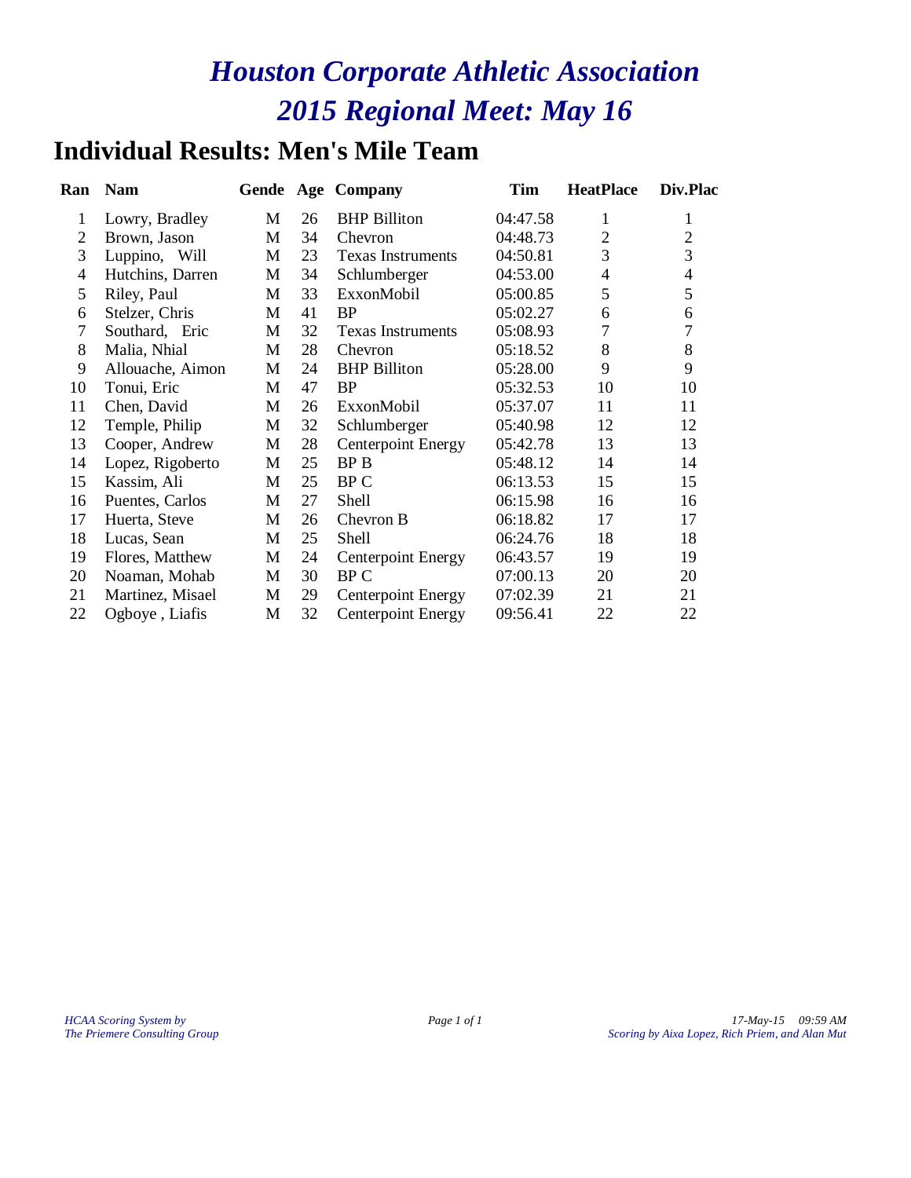# *Houston Corporate Athletic Association*
# *2015 Regional Meet: May 16*

## Individual Results: Men's Mile Team

| Ran | Nam | Gende | Age | Company | Tim | HeatPlace | Div.Plac |
|---|---|---|---|---|---|---|---|
| 1 | Lowry, Bradley | M | 26 | BHP Billiton | 04:47.58 | 1 | 1 |
| 2 | Brown, Jason | M | 34 | Chevron | 04:48.73 | 2 | 2 |
| 3 | Luppino, Will | M | 23 | Texas Instruments | 04:50.81 | 3 | 3 |
| 4 | Hutchins, Darren | M | 34 | Schlumberger | 04:53.00 | 4 | 4 |
| 5 | Riley, Paul | M | 33 | ExxonMobil | 05:00.85 | 5 | 5 |
| 6 | Stelzer, Chris | M | 41 | BP | 05:02.27 | 6 | 6 |
| 7 | Southard, Eric | M | 32 | Texas Instruments | 05:08.93 | 7 | 7 |
| 8 | Malia, Nhial | M | 28 | Chevron | 05:18.52 | 8 | 8 |
| 9 | Allouache, Aimon | M | 24 | BHP Billiton | 05:28.00 | 9 | 9 |
| 10 | Tonui, Eric | M | 47 | BP | 05:32.53 | 10 | 10 |
| 11 | Chen, David | M | 26 | ExxonMobil | 05:37.07 | 11 | 11 |
| 12 | Temple, Philip | M | 32 | Schlumberger | 05:40.98 | 12 | 12 |
| 13 | Cooper, Andrew | M | 28 | Centerpoint Energy | 05:42.78 | 13 | 13 |
| 14 | Lopez, Rigoberto | M | 25 | BP B | 05:48.12 | 14 | 14 |
| 15 | Kassim, Ali | M | 25 | BP C | 06:13.53 | 15 | 15 |
| 16 | Puentes, Carlos | M | 27 | Shell | 06:15.98 | 16 | 16 |
| 17 | Huerta, Steve | M | 26 | Chevron B | 06:18.82 | 17 | 17 |
| 18 | Lucas, Sean | M | 25 | Shell | 06:24.76 | 18 | 18 |
| 19 | Flores, Matthew | M | 24 | Centerpoint Energy | 06:43.57 | 19 | 19 |
| 20 | Noaman, Mohab | M | 30 | BP C | 07:00.13 | 20 | 20 |
| 21 | Martinez, Misael | M | 29 | Centerpoint Energy | 07:02.39 | 21 | 21 |
| 22 | Ogboye , Liafis | M | 32 | Centerpoint Energy | 09:56.41 | 22 | 22 |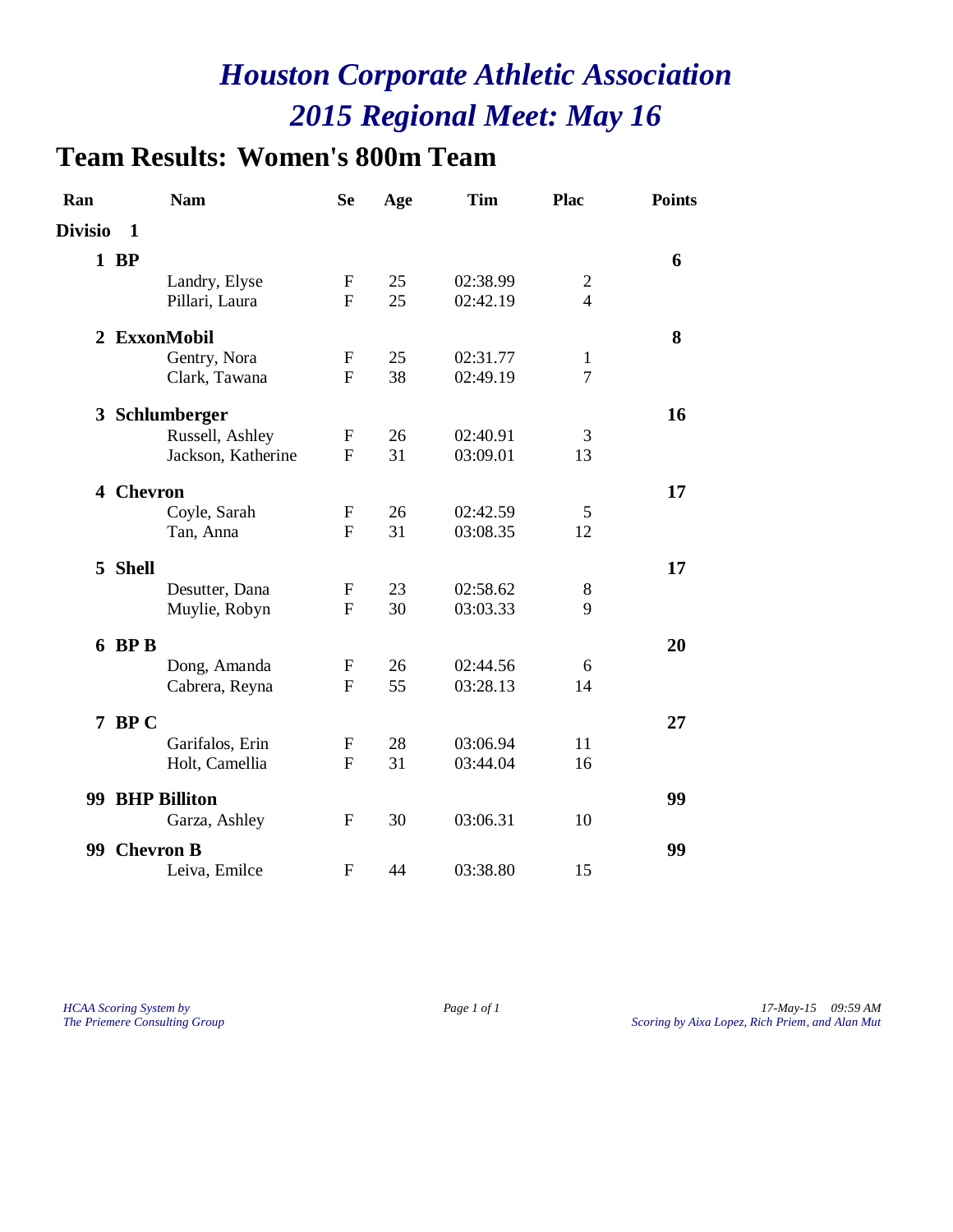# *Houston Corporate Athletic Association*
# *2015 Regional Meet: May 16*

## Team Results: Women's 800m Team

| Ran | Nam | Se | Age | Tim | Plac | Points |
|---|---|---|---|---|---|---|
| **Divisio 1** | | | | | | |
| **1** | **BP** | | | | | **6** |
| | Landry, Elyse | F | 25 | 02:38.99 | 2 | |
| | Pillari, Laura | F | 25 | 02:42.19 | 4 | |
| **2** | **ExxonMobil** | | | | | **8** |
| | Gentry, Nora | F | 25 | 02:31.77 | 1 | |
| | Clark, Tawana | F | 38 | 02:49.19 | 7 | |
| **3** | **Schlumberger** | | | | | **16** |
| | Russell, Ashley | F | 26 | 02:40.91 | 3 | |
| | Jackson, Katherine | F | 31 | 03:09.01 | 13 | |
| **4** | **Chevron** | | | | | **17** |
| | Coyle, Sarah | F | 26 | 02:42.59 | 5 | |
| | Tan, Anna | F | 31 | 03:08.35 | 12 | |
| **5** | **Shell** | | | | | **17** |
| | Desutter, Dana | F | 23 | 02:58.62 | 8 | |
| | Muylie, Robyn | F | 30 | 03:03.33 | 9 | |
| **6** | **BP B** | | | | | **20** |
| | Dong, Amanda | F | 26 | 02:44.56 | 6 | |
| | Cabrera, Reyna | F | 55 | 03:28.13 | 14 | |
| **7** | **BP C** | | | | | **27** |
| | Garifalos, Erin | F | 28 | 03:06.94 | 11 | |
| | Holt, Camellia | F | 31 | 03:44.04 | 16 | |
| **99** | **BHP Billiton** | | | | | **99** |
| | Garza, Ashley | F | 30 | 03:06.31 | 10 | |
| **99** | **Chevron B** | | | | | **99** |
| | Leiva, Emilce | F | 44 | 03:38.80 | 15 | |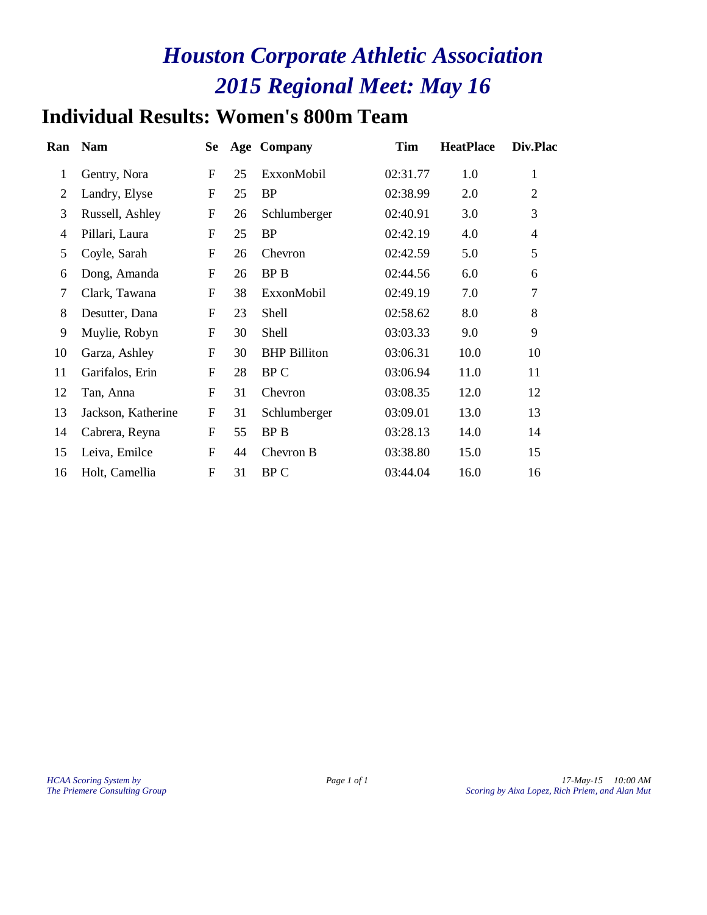# *Houston Corporate Athletic Association*
# *2015 Regional Meet: May 16*

## Individual Results: Women's 800m Team

| Ran | Nam | Se | Age | Company | Tim | HeatPlace | Div.Plac |
|---|---|---|---|---|---|---|---|
| 1 | Gentry, Nora | F | 25 | ExxonMobil | 02:31.77 | 1.0 | 1 |
| 2 | Landry, Elyse | F | 25 | BP | 02:38.99 | 2.0 | 2 |
| 3 | Russell, Ashley | F | 26 | Schlumberger | 02:40.91 | 3.0 | 3 |
| 4 | Pillari, Laura | F | 25 | BP | 02:42.19 | 4.0 | 4 |
| 5 | Coyle, Sarah | F | 26 | Chevron | 02:42.59 | 5.0 | 5 |
| 6 | Dong, Amanda | F | 26 | BP B | 02:44.56 | 6.0 | 6 |
| 7 | Clark, Tawana | F | 38 | ExxonMobil | 02:49.19 | 7.0 | 7 |
| 8 | Desutter, Dana | F | 23 | Shell | 02:58.62 | 8.0 | 8 |
| 9 | Muylie, Robyn | F | 30 | Shell | 03:03.33 | 9.0 | 9 |
| 10 | Garza, Ashley | F | 30 | BHP Billiton | 03:06.31 | 10.0 | 10 |
| 11 | Garifalos, Erin | F | 28 | BP C | 03:06.94 | 11.0 | 11 |
| 12 | Tan, Anna | F | 31 | Chevron | 03:08.35 | 12.0 | 12 |
| 13 | Jackson, Katherine | F | 31 | Schlumberger | 03:09.01 | 13.0 | 13 |
| 14 | Cabrera, Reyna | F | 55 | BP B | 03:28.13 | 14.0 | 14 |
| 15 | Leiva, Emilce | F | 44 | Chevron B | 03:38.80 | 15.0 | 15 |
| 16 | Holt, Camellia | F | 31 | BP C | 03:44.04 | 16.0 | 16 |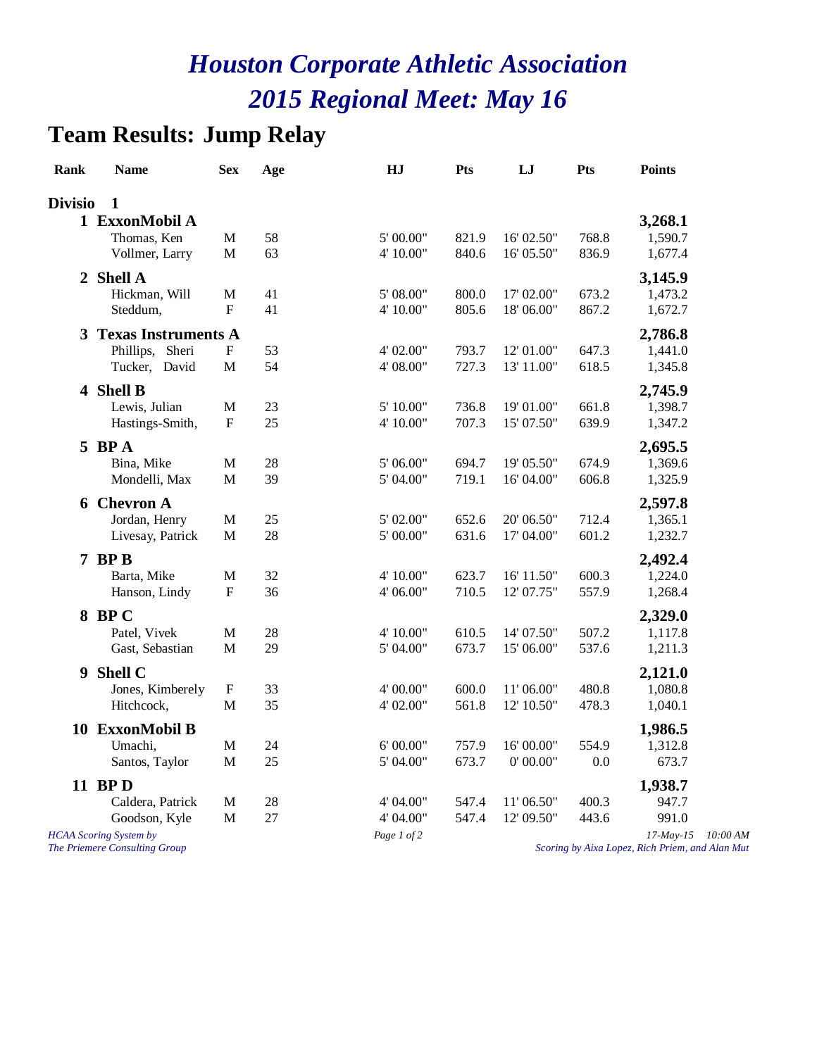# *Houston Corporate Athletic Association*
# *2015 Regional Meet: May 16*

## Team Results: Jump Relay

| Rank | Name | Sex | Age | HJ | Pts | LJ | Pts | Points |
|---|---|---|---|---|---|---|---|---|
| **Divisio** | **1** | | | | | | | |
| **1** | **ExxonMobil A** | | | | | | | **3,268.1** |
| | Thomas, Ken | M | 58 | 5' 00.00" | 821.9 | 16' 02.50" | 768.8 | 1,590.7 |
| | Vollmer, Larry | M | 63 | 4' 10.00" | 840.6 | 16' 05.50" | 836.9 | 1,677.4 |
| **2** | **Shell A** | | | | | | | **3,145.9** |
| | Hickman, Will | M | 41 | 5' 08.00" | 800.0 | 17' 02.00" | 673.2 | 1,473.2 |
| | Steddum, | F | 41 | 4' 10.00" | 805.6 | 18' 06.00" | 867.2 | 1,672.7 |
| **3** | **Texas Instruments A** | | | | | | | **2,786.8** |
| | Phillips, Sheri | F | 53 | 4' 02.00" | 793.7 | 12' 01.00" | 647.3 | 1,441.0 |
| | Tucker, David | M | 54 | 4' 08.00" | 727.3 | 13' 11.00" | 618.5 | 1,345.8 |
| **4** | **Shell B** | | | | | | | **2,745.9** |
| | Lewis, Julian | M | 23 | 5' 10.00" | 736.8 | 19' 01.00" | 661.8 | 1,398.7 |
| | Hastings-Smith, | F | 25 | 4' 10.00" | 707.3 | 15' 07.50" | 639.9 | 1,347.2 |
| **5** | **BP A** | | | | | | | **2,695.5** |
| | Bina, Mike | M | 28 | 5' 06.00" | 694.7 | 19' 05.50" | 674.9 | 1,369.6 |
| | Mondelli, Max | M | 39 | 5' 04.00" | 719.1 | 16' 04.00" | 606.8 | 1,325.9 |
| **6** | **Chevron A** | | | | | | | **2,597.8** |
| | Jordan, Henry | M | 25 | 5' 02.00" | 652.6 | 20' 06.50" | 712.4 | 1,365.1 |
| | Livesay, Patrick | M | 28 | 5' 00.00" | 631.6 | 17' 04.00" | 601.2 | 1,232.7 |
| **7** | **BP B** | | | | | | | **2,492.4** |
| | Barta, Mike | M | 32 | 4' 10.00" | 623.7 | 16' 11.50" | 600.3 | 1,224.0 |
| | Hanson, Lindy | F | 36 | 4' 06.00" | 710.5 | 12' 07.75" | 557.9 | 1,268.4 |
| **8** | **BP C** | | | | | | | **2,329.0** |
| | Patel, Vivek | M | 28 | 4' 10.00" | 610.5 | 14' 07.50" | 507.2 | 1,117.8 |
| | Gast, Sebastian | M | 29 | 5' 04.00" | 673.7 | 15' 06.00" | 537.6 | 1,211.3 |
| **9** | **Shell C** | | | | | | | **2,121.0** |
| | Jones, Kimberely | F | 33 | 4' 00.00" | 600.0 | 11' 06.00" | 480.8 | 1,080.8 |
| | Hitchcock, | M | 35 | 4' 02.00" | 561.8 | 12' 10.50" | 478.3 | 1,040.1 |
| **10** | **ExxonMobil B** | | | | | | | **1,986.5** |
| | Umachi, | M | 24 | 6' 00.00" | 757.9 | 16' 00.00" | 554.9 | 1,312.8 |
| | Santos, Taylor | M | 25 | 5' 04.00" | 673.7 | 0' 00.00" | 0.0 | 673.7 |
| **11** | **BP D** | | | | | | | **1,938.7** |
| | Caldera, Patrick | M | 28 | 4' 04.00" | 547.4 | 11' 06.50" | 400.3 | 947.7 |
| | Goodson, Kyle | M | 27 | 4' 04.00" | 547.4 | 12' 09.50" | 443.6 | 991.0 |

*HCAA Scoring System by*
*The Priemere Consulting Group*

*17-May-15 10:00 AM*
*Scoring by Aixa Lopez, Rich Priem, and Alan Mut*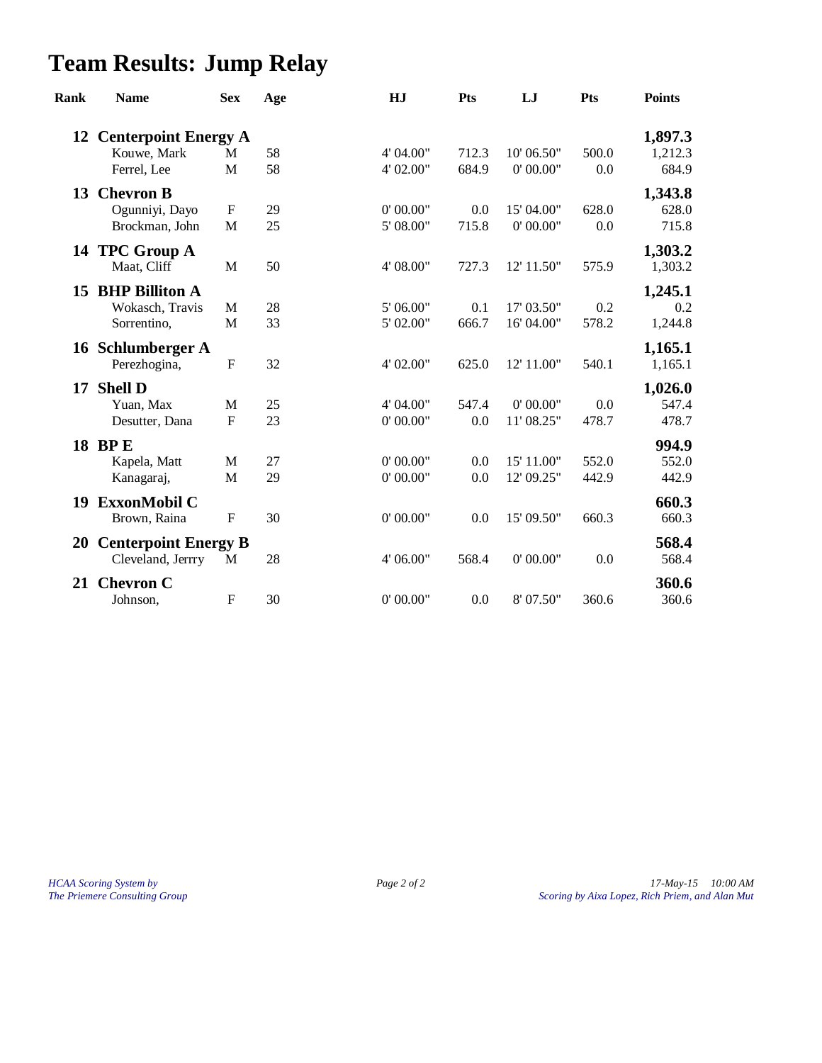# Team Results: Jump Relay

| Rank | Name | Sex | Age | HJ | Pts | LJ | Pts | Points |
|---|---|---|---|---|---|---|---|---|
| **12** | **Centerpoint Energy A** | | | | | | | **1,897.3** |
| | Kouwe, Mark | M | 58 | 4' 04.00" | 712.3 | 10' 06.50" | 500.0 | 1,212.3 |
| | Ferrel, Lee | M | 58 | 4' 02.00" | 684.9 | 0' 00.00" | 0.0 | 684.9 |
| **13** | **Chevron B** | | | | | | | **1,343.8** |
| | Ogunniyi, Dayo | F | 29 | 0' 00.00" | 0.0 | 15' 04.00" | 628.0 | 628.0 |
| | Brockman, John | M | 25 | 5' 08.00" | 715.8 | 0' 00.00" | 0.0 | 715.8 |
| **14** | **TPC Group A** | | | | | | | **1,303.2** |
| | Maat, Cliff | M | 50 | 4' 08.00" | 727.3 | 12' 11.50" | 575.9 | 1,303.2 |
| **15** | **BHP Billiton A** | | | | | | | **1,245.1** |
| | Wokasch, Travis | M | 28 | 5' 06.00" | 0.1 | 17' 03.50" | 0.2 | 0.2 |
| | Sorrentino, | M | 33 | 5' 02.00" | 666.7 | 16' 04.00" | 578.2 | 1,244.8 |
| **16** | **Schlumberger A** | | | | | | | **1,165.1** |
| | Perezhogina, | F | 32 | 4' 02.00" | 625.0 | 12' 11.00" | 540.1 | 1,165.1 |
| **17** | **Shell D** | | | | | | | **1,026.0** |
| | Yuan, Max | M | 25 | 4' 04.00" | 547.4 | 0' 00.00" | 0.0 | 547.4 |
| | Desutter, Dana | F | 23 | 0' 00.00" | 0.0 | 11' 08.25" | 478.7 | 478.7 |
| **18** | **BP E** | | | | | | | **994.9** |
| | Kapela, Matt | M | 27 | 0' 00.00" | 0.0 | 15' 11.00" | 552.0 | 552.0 |
| | Kanagaraj, | M | 29 | 0' 00.00" | 0.0 | 12' 09.25" | 442.9 | 442.9 |
| **19** | **ExxonMobil C** | | | | | | | **660.3** |
| | Brown, Raina | F | 30 | 0' 00.00" | 0.0 | 15' 09.50" | 660.3 | 660.3 |
| **20** | **Centerpoint Energy B** | | | | | | | **568.4** |
| | Cleveland, Jerrry | M | 28 | 4' 06.00" | 568.4 | 0' 00.00" | 0.0 | 568.4 |
| **21** | **Chevron C** | | | | | | | **360.6** |
| | Johnson, | F | 30 | 0' 00.00" | 0.0 | 8' 07.50" | 360.6 | 360.6 |

*HCAA Scoring System by*
*The Priemere Consulting Group*

*17-May-15 10:00 AM*
*Scoring by Aixa Lopez, Rich Priem, and Alan Mut*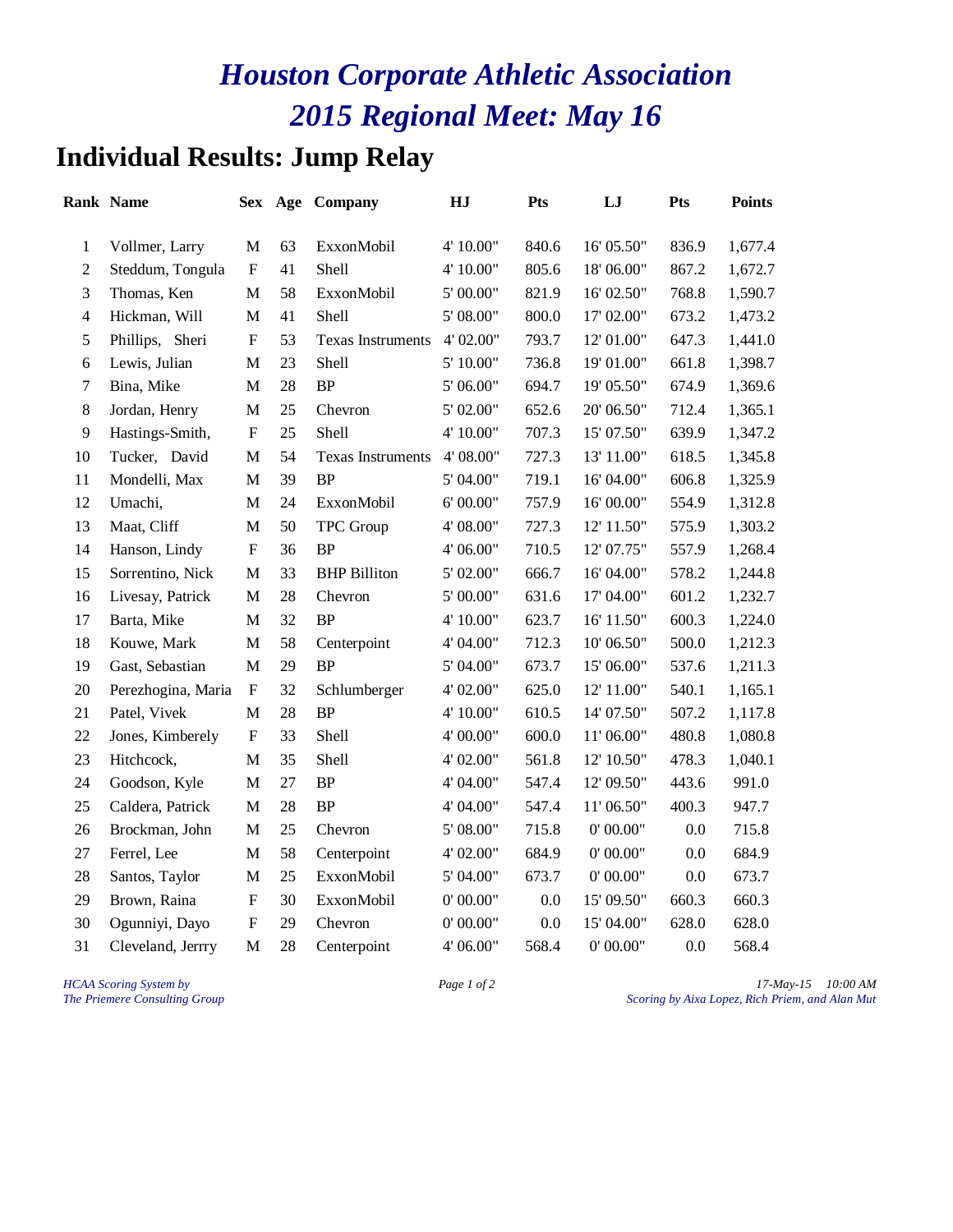# *Houston Corporate Athletic Association*
# *2015 Regional Meet: May 16*

## Individual Results: Jump Relay

| Rank | Name | Sex | Age | Company | HJ | Pts | LJ | Pts | Points |
|---|---|---|---|---|---|---|---|---|---|
| 1 | Vollmer, Larry | M | 63 | ExxonMobil | 4' 10.00" | 840.6 | 16' 05.50" | 836.9 | 1,677.4 |
| 2 | Steddum, Tongula | F | 41 | Shell | 4' 10.00" | 805.6 | 18' 06.00" | 867.2 | 1,672.7 |
| 3 | Thomas, Ken | M | 58 | ExxonMobil | 5' 00.00" | 821.9 | 16' 02.50" | 768.8 | 1,590.7 |
| 4 | Hickman, Will | M | 41 | Shell | 5' 08.00" | 800.0 | 17' 02.00" | 673.2 | 1,473.2 |
| 5 | Phillips, Sheri | F | 53 | Texas Instruments | 4' 02.00" | 793.7 | 12' 01.00" | 647.3 | 1,441.0 |
| 6 | Lewis, Julian | M | 23 | Shell | 5' 10.00" | 736.8 | 19' 01.00" | 661.8 | 1,398.7 |
| 7 | Bina, Mike | M | 28 | BP | 5' 06.00" | 694.7 | 19' 05.50" | 674.9 | 1,369.6 |
| 8 | Jordan, Henry | M | 25 | Chevron | 5' 02.00" | 652.6 | 20' 06.50" | 712.4 | 1,365.1 |
| 9 | Hastings-Smith, | F | 25 | Shell | 4' 10.00" | 707.3 | 15' 07.50" | 639.9 | 1,347.2 |
| 10 | Tucker, David | M | 54 | Texas Instruments | 4' 08.00" | 727.3 | 13' 11.00" | 618.5 | 1,345.8 |
| 11 | Mondelli, Max | M | 39 | BP | 5' 04.00" | 719.1 | 16' 04.00" | 606.8 | 1,325.9 |
| 12 | Umachi, | M | 24 | ExxonMobil | 6' 00.00" | 757.9 | 16' 00.00" | 554.9 | 1,312.8 |
| 13 | Maat, Cliff | M | 50 | TPC Group | 4' 08.00" | 727.3 | 12' 11.50" | 575.9 | 1,303.2 |
| 14 | Hanson, Lindy | F | 36 | BP | 4' 06.00" | 710.5 | 12' 07.75" | 557.9 | 1,268.4 |
| 15 | Sorrentino, Nick | M | 33 | BHP Billiton | 5' 02.00" | 666.7 | 16' 04.00" | 578.2 | 1,244.8 |
| 16 | Livesay, Patrick | M | 28 | Chevron | 5' 00.00" | 631.6 | 17' 04.00" | 601.2 | 1,232.7 |
| 17 | Barta, Mike | M | 32 | BP | 4' 10.00" | 623.7 | 16' 11.50" | 600.3 | 1,224.0 |
| 18 | Kouwe, Mark | M | 58 | Centerpoint | 4' 04.00" | 712.3 | 10' 06.50" | 500.0 | 1,212.3 |
| 19 | Gast, Sebastian | M | 29 | BP | 5' 04.00" | 673.7 | 15' 06.00" | 537.6 | 1,211.3 |
| 20 | Perezhogina, Maria | F | 32 | Schlumberger | 4' 02.00" | 625.0 | 12' 11.00" | 540.1 | 1,165.1 |
| 21 | Patel, Vivek | M | 28 | BP | 4' 10.00" | 610.5 | 14' 07.50" | 507.2 | 1,117.8 |
| 22 | Jones, Kimberely | F | 33 | Shell | 4' 00.00" | 600.0 | 11' 06.00" | 480.8 | 1,080.8 |
| 23 | Hitchcock, | M | 35 | Shell | 4' 02.00" | 561.8 | 12' 10.50" | 478.3 | 1,040.1 |
| 24 | Goodson, Kyle | M | 27 | BP | 4' 04.00" | 547.4 | 12' 09.50" | 443.6 | 991.0 |
| 25 | Caldera, Patrick | M | 28 | BP | 4' 04.00" | 547.4 | 11' 06.50" | 400.3 | 947.7 |
| 26 | Brockman, John | M | 25 | Chevron | 5' 08.00" | 715.8 | 0' 00.00" | 0.0 | 715.8 |
| 27 | Ferrel, Lee | M | 58 | Centerpoint | 4' 02.00" | 684.9 | 0' 00.00" | 0.0 | 684.9 |
| 28 | Santos, Taylor | M | 25 | ExxonMobil | 5' 04.00" | 673.7 | 0' 00.00" | 0.0 | 673.7 |
| 29 | Brown, Raina | F | 30 | ExxonMobil | 0' 00.00" | 0.0 | 15' 09.50" | 660.3 | 660.3 |
| 30 | Ogunniyi, Dayo | F | 29 | Chevron | 0' 00.00" | 0.0 | 15' 04.00" | 628.0 | 628.0 |
| 31 | Cleveland, Jerrry | M | 28 | Centerpoint | 4' 06.00" | 568.4 | 0' 00.00" | 0.0 | 568.4 |

*HCAA Scoring System by*
*The Priemere Consulting Group*

*17-May-15 10:00 AM*
*Scoring by Aixa Lopez, Rich Priem, and Alan Mut*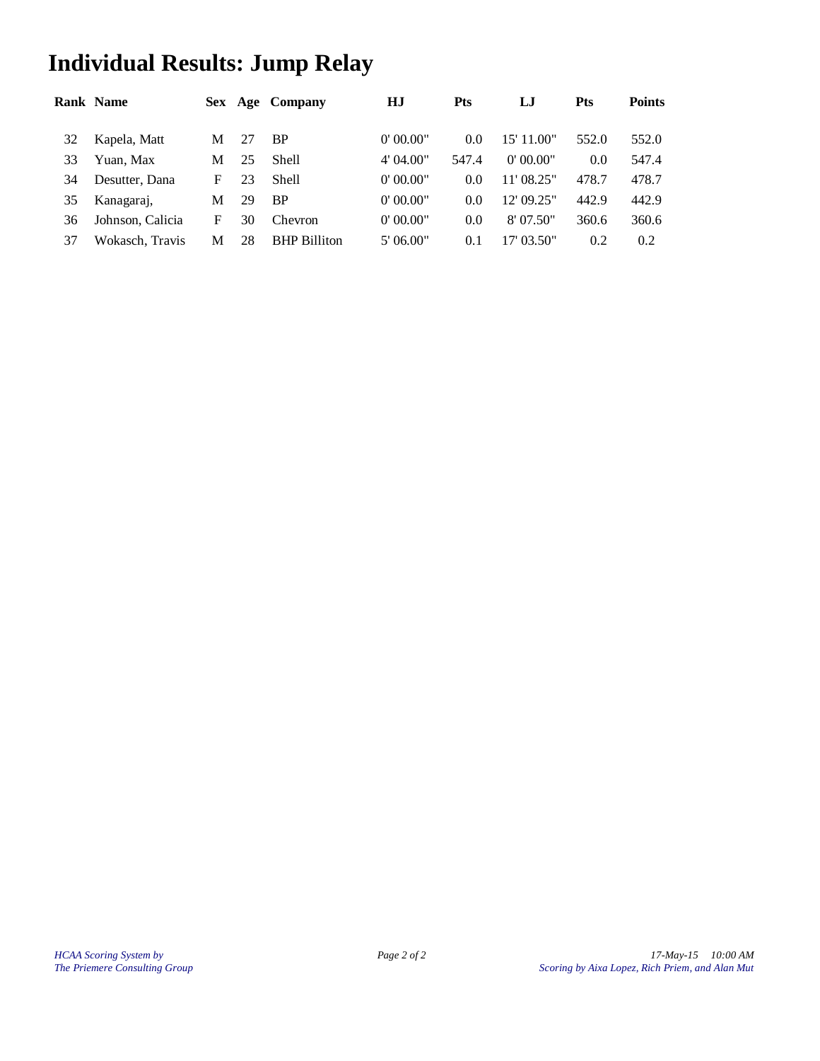# Individual Results: Jump Relay

| Rank | Name | Sex | Age | Company | HJ | Pts | LJ | Pts | Points |
|---|---|---|---|---|---|---|---|---|---|
| 32 | Kapela, Matt | M | 27 | BP | 0' 00.00" | 0.0 | 15' 11.00" | 552.0 | 552.0 |
| 33 | Yuan, Max | M | 25 | Shell | 4' 04.00" | 547.4 | 0' 00.00" | 0.0 | 547.4 |
| 34 | Desutter, Dana | F | 23 | Shell | 0' 00.00" | 0.0 | 11' 08.25" | 478.7 | 478.7 |
| 35 | Kanagaraj, | M | 29 | BP | 0' 00.00" | 0.0 | 12' 09.25" | 442.9 | 442.9 |
| 36 | Johnson, Calicia | F | 30 | Chevron | 0' 00.00" | 0.0 | 8' 07.50" | 360.6 | 360.6 |
| 37 | Wokasch, Travis | M | 28 | BHP Billiton | 5' 06.00" | 0.1 | 17' 03.50" | 0.2 | 0.2 |

*HCAA Scoring System by*
*The Priemere Consulting Group*

*17-May-15 10:00 AM*
*Scoring by Aixa Lopez, Rich Priem, and Alan Mut*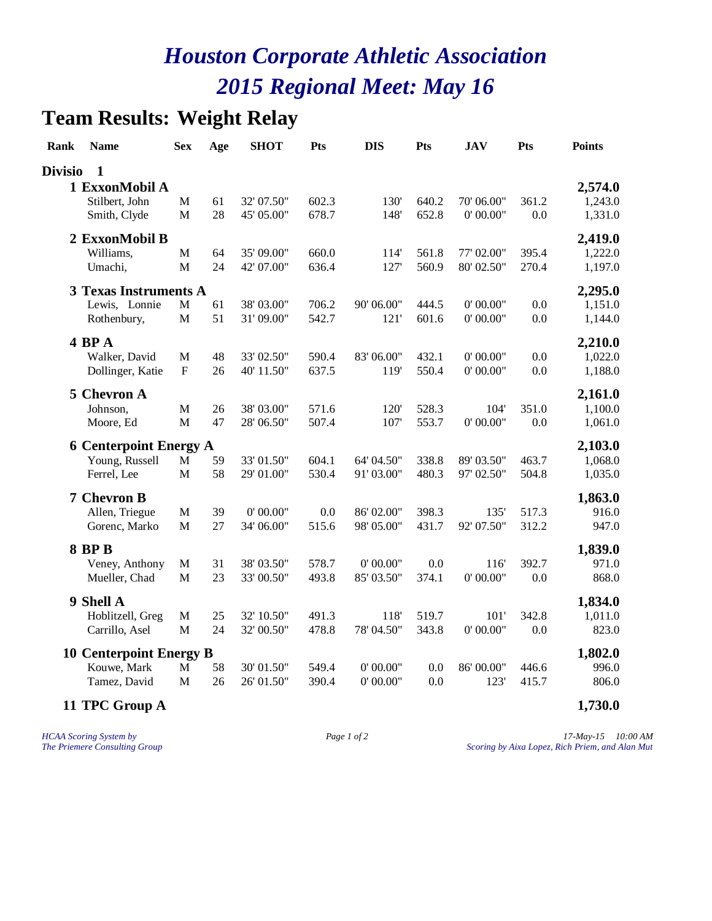# Houston Corporate Athletic Association

# 2015 Regional Meet: May 16

## Team Results: Weight Relay

| Rank | Name | Sex | Age | SHOT | Pts | DIS | Pts | JAV | Pts | Points |
|---|---|---|---|---|---|---|---|---|---|---|
| **Divisio** | **1** | | | | | | | | | |
| **1** | **ExxonMobil A** | | | | | | | | | **2,574.0** |
| | Stilbert, John | M | 61 | 32' 07.50" | 602.3 | 130' | 640.2 | 70' 06.00" | 361.2 | 1,243.0 |
| | Smith, Clyde | M | 28 | 45' 05.00" | 678.7 | 148' | 652.8 | 0' 00.00" | 0.0 | 1,331.0 |
| **2** | **ExxonMobil B** | | | | | | | | | **2,419.0** |
| | Williams, | M | 64 | 35' 09.00" | 660.0 | 114' | 561.8 | 77' 02.00" | 395.4 | 1,222.0 |
| | Umachi, | M | 24 | 42' 07.00" | 636.4 | 127' | 560.9 | 80' 02.50" | 270.4 | 1,197.0 |
| **3** | **Texas Instruments A** | | | | | | | | | **2,295.0** |
| | Lewis, Lonnie | M | 61 | 38' 03.00" | 706.2 | 90' 06.00" | 444.5 | 0' 00.00" | 0.0 | 1,151.0 |
| | Rothenbury, | M | 51 | 31' 09.00" | 542.7 | 121' | 601.6 | 0' 00.00" | 0.0 | 1,144.0 |
| **4** | **BP A** | | | | | | | | | **2,210.0** |
| | Walker, David | M | 48 | 33' 02.50" | 590.4 | 83' 06.00" | 432.1 | 0' 00.00" | 0.0 | 1,022.0 |
| | Dollinger, Katie | F | 26 | 40' 11.50" | 637.5 | 119' | 550.4 | 0' 00.00" | 0.0 | 1,188.0 |
| **5** | **Chevron A** | | | | | | | | | **2,161.0** |
| | Johnson, | M | 26 | 38' 03.00" | 571.6 | 120' | 528.3 | 104' | 351.0 | 1,100.0 |
| | Moore, Ed | M | 47 | 28' 06.50" | 507.4 | 107' | 553.7 | 0' 00.00" | 0.0 | 1,061.0 |
| **6** | **Centerpoint Energy A** | | | | | | | | | **2,103.0** |
| | Young, Russell | M | 59 | 33' 01.50" | 604.1 | 64' 04.50" | 338.8 | 89' 03.50" | 463.7 | 1,068.0 |
| | Ferrel, Lee | M | 58 | 29' 01.00" | 530.4 | 91' 03.00" | 480.3 | 97' 02.50" | 504.8 | 1,035.0 |
| **7** | **Chevron B** | | | | | | | | | **1,863.0** |
| | Allen, Triegue | M | 39 | 0' 00.00" | 0.0 | 86' 02.00" | 398.3 | 135' | 517.3 | 916.0 |
| | Gorenc, Marko | M | 27 | 34' 06.00" | 515.6 | 98' 05.00" | 431.7 | 92' 07.50" | 312.2 | 947.0 |
| **8** | **BP B** | | | | | | | | | **1,839.0** |
| | Veney, Anthony | M | 31 | 38' 03.50" | 578.7 | 0' 00.00" | 0.0 | 116' | 392.7 | 971.0 |
| | Mueller, Chad | M | 23 | 33' 00.50" | 493.8 | 85' 03.50" | 374.1 | 0' 00.00" | 0.0 | 868.0 |
| **9** | **Shell A** | | | | | | | | | **1,834.0** |
| | Hoblitzell, Greg | M | 25 | 32' 10.50" | 491.3 | 118' | 519.7 | 101' | 342.8 | 1,011.0 |
| | Carrillo, Asel | M | 24 | 32' 00.50" | 478.8 | 78' 04.50" | 343.8 | 0' 00.00" | 0.0 | 823.0 |
| **10** | **Centerpoint Energy B** | | | | | | | | | **1,802.0** |
| | Kouwe, Mark | M | 58 | 30' 01.50" | 549.4 | 0' 00.00" | 0.0 | 86' 00.00" | 446.6 | 996.0 |
| | Tamez, David | M | 26 | 26' 01.50" | 390.4 | 0' 00.00" | 0.0 | 123' | 415.7 | 806.0 |
| **11** | **TPC Group A** | | | | | | | | | **1,730.0** |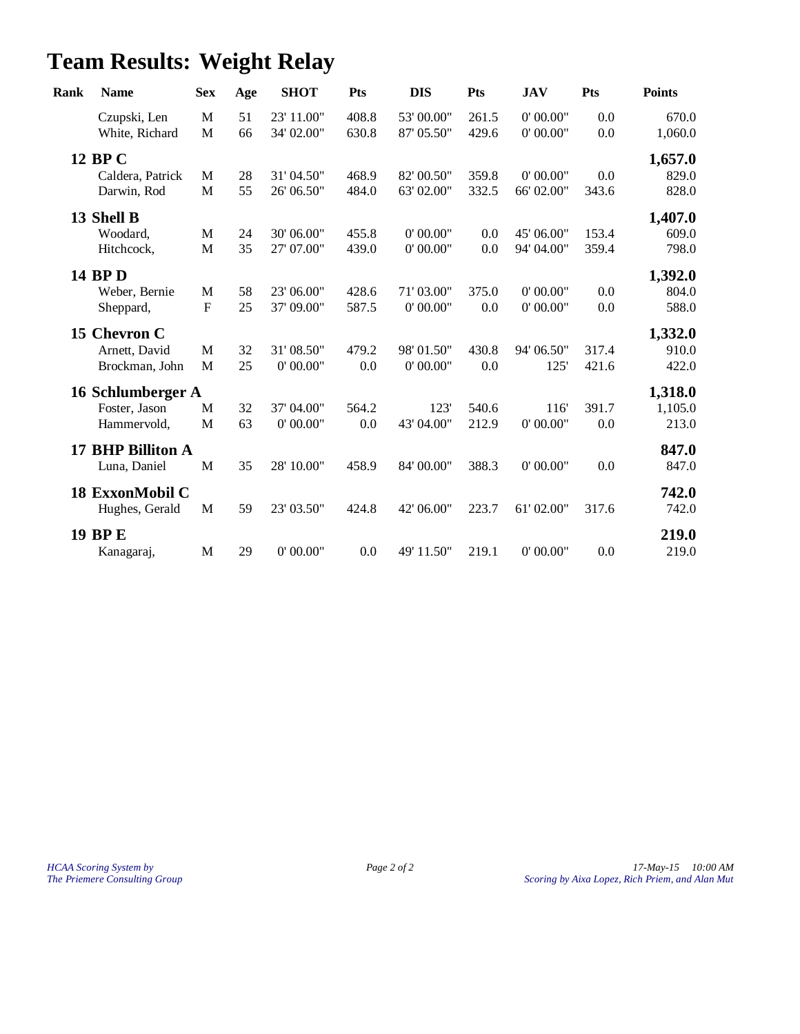# Team Results: Weight Relay

| Rank | Name | Sex | Age | SHOT | Pts | DIS | Pts | JAV | Pts | Points |
|---|---|---|---|---|---|---|---|---|---|---|
| | Czupski, Len | M | 51 | 23' 11.00" | 408.8 | 53' 00.00" | 261.5 | 0' 00.00" | 0.0 | 670.0 |
| | White, Richard | M | 66 | 34' 02.00" | 630.8 | 87' 05.50" | 429.6 | 0' 00.00" | 0.0 | 1,060.0 |
| **12** | **BP C** | | | | | | | | | **1,657.0** |
| | Caldera, Patrick | M | 28 | 31' 04.50" | 468.9 | 82' 00.50" | 359.8 | 0' 00.00" | 0.0 | 829.0 |
| | Darwin, Rod | M | 55 | 26' 06.50" | 484.0 | 63' 02.00" | 332.5 | 66' 02.00" | 343.6 | 828.0 |
| **13** | **Shell B** | | | | | | | | | **1,407.0** |
| | Woodard, | M | 24 | 30' 06.00" | 455.8 | 0' 00.00" | 0.0 | 45' 06.00" | 153.4 | 609.0 |
| | Hitchcock, | M | 35 | 27' 07.00" | 439.0 | 0' 00.00" | 0.0 | 94' 04.00" | 359.4 | 798.0 |
| **14** | **BP D** | | | | | | | | | **1,392.0** |
| | Weber, Bernie | M | 58 | 23' 06.00" | 428.6 | 71' 03.00" | 375.0 | 0' 00.00" | 0.0 | 804.0 |
| | Sheppard, | F | 25 | 37' 09.00" | 587.5 | 0' 00.00" | 0.0 | 0' 00.00" | 0.0 | 588.0 |
| **15** | **Chevron C** | | | | | | | | | **1,332.0** |
| | Arnett, David | M | 32 | 31' 08.50" | 479.2 | 98' 01.50" | 430.8 | 94' 06.50" | 317.4 | 910.0 |
| | Brockman, John | M | 25 | 0' 00.00" | 0.0 | 0' 00.00" | 0.0 | 125' | 421.6 | 422.0 |
| **16** | **Schlumberger A** | | | | | | | | | **1,318.0** |
| | Foster, Jason | M | 32 | 37' 04.00" | 564.2 | 123' | 540.6 | 116' | 391.7 | 1,105.0 |
| | Hammervold, | M | 63 | 0' 00.00" | 0.0 | 43' 04.00" | 212.9 | 0' 00.00" | 0.0 | 213.0 |
| **17** | **BHP Billiton A** | | | | | | | | | **847.0** |
| | Luna, Daniel | M | 35 | 28' 10.00" | 458.9 | 84' 00.00" | 388.3 | 0' 00.00" | 0.0 | 847.0 |
| **18** | **ExxonMobil C** | | | | | | | | | **742.0** |
| | Hughes, Gerald | M | 59 | 23' 03.50" | 424.8 | 42' 06.00" | 223.7 | 61' 02.00" | 317.6 | 742.0 |
| **19** | **BP E** | | | | | | | | | **219.0** |
| | Kanagaraj, | M | 29 | 0' 00.00" | 0.0 | 49' 11.50" | 219.1 | 0' 00.00" | 0.0 | 219.0 |

*HCAA Scoring System by*
*The Priemere Consulting Group*

*17-May-15 10:00 AM*
*Scoring by Aixa Lopez, Rich Priem, and Alan Mut*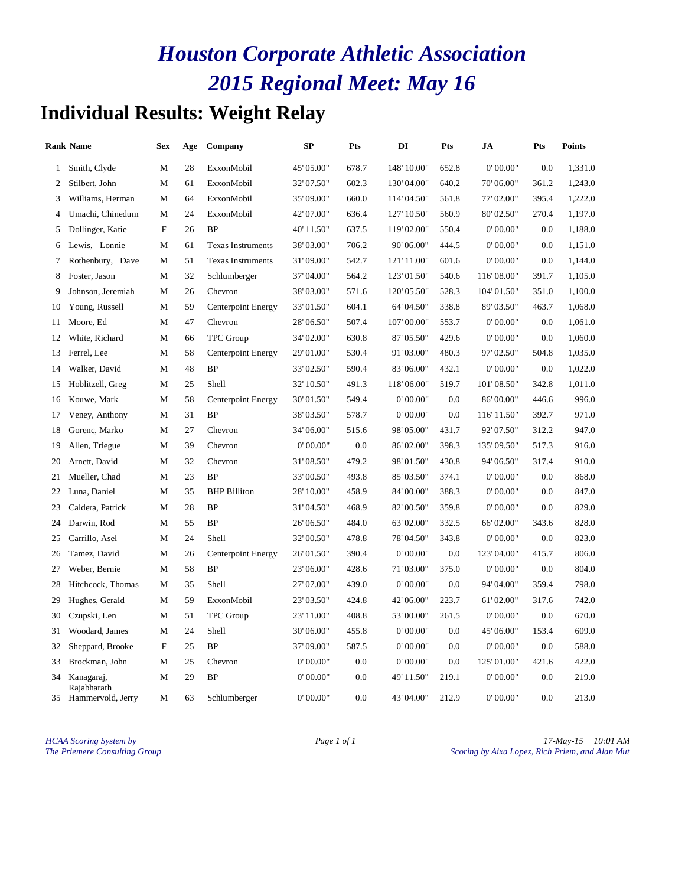# *Houston Corporate Athletic Association*
# *2015 Regional Meet: May 16*

## Individual Results: Weight Relay

| Rank | Name | Sex | Age | Company | SP | Pts | DI | Pts | JA | Pts | Points |
|---|---|---|---|---|---|---|---|---|---|---|---|
| 1 | Smith, Clyde | M | 28 | ExxonMobil | 45' 05.00" | 678.7 | 148' 10.00" | 652.8 | 0' 00.00" | 0.0 | 1,331.0 |
| 2 | Stilbert, John | M | 61 | ExxonMobil | 32' 07.50" | 602.3 | 130' 04.00" | 640.2 | 70' 06.00" | 361.2 | 1,243.0 |
| 3 | Williams, Herman | M | 64 | ExxonMobil | 35' 09.00" | 660.0 | 114' 04.50" | 561.8 | 77' 02.00" | 395.4 | 1,222.0 |
| 4 | Umachi, Chinedum | M | 24 | ExxonMobil | 42' 07.00" | 636.4 | 127' 10.50" | 560.9 | 80' 02.50" | 270.4 | 1,197.0 |
| 5 | Dollinger, Katie | F | 26 | BP | 40' 11.50" | 637.5 | 119' 02.00" | 550.4 | 0' 00.00" | 0.0 | 1,188.0 |
| 6 | Lewis, Lonnie | M | 61 | Texas Instruments | 38' 03.00" | 706.2 | 90' 06.00" | 444.5 | 0' 00.00" | 0.0 | 1,151.0 |
| 7 | Rothenbury, Dave | M | 51 | Texas Instruments | 31' 09.00" | 542.7 | 121' 11.00" | 601.6 | 0' 00.00" | 0.0 | 1,144.0 |
| 8 | Foster, Jason | M | 32 | Schlumberger | 37' 04.00" | 564.2 | 123' 01.50" | 540.6 | 116' 08.00" | 391.7 | 1,105.0 |
| 9 | Johnson, Jeremiah | M | 26 | Chevron | 38' 03.00" | 571.6 | 120' 05.50" | 528.3 | 104' 01.50" | 351.0 | 1,100.0 |
| 10 | Young, Russell | M | 59 | Centerpoint Energy | 33' 01.50" | 604.1 | 64' 04.50" | 338.8 | 89' 03.50" | 463.7 | 1,068.0 |
| 11 | Moore, Ed | M | 47 | Chevron | 28' 06.50" | 507.4 | 107' 00.00" | 553.7 | 0' 00.00" | 0.0 | 1,061.0 |
| 12 | White, Richard | M | 66 | TPC Group | 34' 02.00" | 630.8 | 87' 05.50" | 429.6 | 0' 00.00" | 0.0 | 1,060.0 |
| 13 | Ferrel, Lee | M | 58 | Centerpoint Energy | 29' 01.00" | 530.4 | 91' 03.00" | 480.3 | 97' 02.50" | 504.8 | 1,035.0 |
| 14 | Walker, David | M | 48 | BP | 33' 02.50" | 590.4 | 83' 06.00" | 432.1 | 0' 00.00" | 0.0 | 1,022.0 |
| 15 | Hoblitzell, Greg | M | 25 | Shell | 32' 10.50" | 491.3 | 118' 06.00" | 519.7 | 101' 08.50" | 342.8 | 1,011.0 |
| 16 | Kouwe, Mark | M | 58 | Centerpoint Energy | 30' 01.50" | 549.4 | 0' 00.00" | 0.0 | 86' 00.00" | 446.6 | 996.0 |
| 17 | Veney, Anthony | M | 31 | BP | 38' 03.50" | 578.7 | 0' 00.00" | 0.0 | 116' 11.50" | 392.7 | 971.0 |
| 18 | Gorenc, Marko | M | 27 | Chevron | 34' 06.00" | 515.6 | 98' 05.00" | 431.7 | 92' 07.50" | 312.2 | 947.0 |
| 19 | Allen, Triegue | M | 39 | Chevron | 0' 00.00" | 0.0 | 86' 02.00" | 398.3 | 135' 09.50" | 517.3 | 916.0 |
| 20 | Arnett, David | M | 32 | Chevron | 31' 08.50" | 479.2 | 98' 01.50" | 430.8 | 94' 06.50" | 317.4 | 910.0 |
| 21 | Mueller, Chad | M | 23 | BP | 33' 00.50" | 493.8 | 85' 03.50" | 374.1 | 0' 00.00" | 0.0 | 868.0 |
| 22 | Luna, Daniel | M | 35 | BHP Billiton | 28' 10.00" | 458.9 | 84' 00.00" | 388.3 | 0' 00.00" | 0.0 | 847.0 |
| 23 | Caldera, Patrick | M | 28 | BP | 31' 04.50" | 468.9 | 82' 00.50" | 359.8 | 0' 00.00" | 0.0 | 829.0 |
| 24 | Darwin, Rod | M | 55 | BP | 26' 06.50" | 484.0 | 63' 02.00" | 332.5 | 66' 02.00" | 343.6 | 828.0 |
| 25 | Carrillo, Asel | M | 24 | Shell | 32' 00.50" | 478.8 | 78' 04.50" | 343.8 | 0' 00.00" | 0.0 | 823.0 |
| 26 | Tamez, David | M | 26 | Centerpoint Energy | 26' 01.50" | 390.4 | 0' 00.00" | 0.0 | 123' 04.00" | 415.7 | 806.0 |
| 27 | Weber, Bernie | M | 58 | BP | 23' 06.00" | 428.6 | 71' 03.00" | 375.0 | 0' 00.00" | 0.0 | 804.0 |
| 28 | Hitchcock, Thomas | M | 35 | Shell | 27' 07.00" | 439.0 | 0' 00.00" | 0.0 | 94' 04.00" | 359.4 | 798.0 |
| 29 | Hughes, Gerald | M | 59 | ExxonMobil | 23' 03.50" | 424.8 | 42' 06.00" | 223.7 | 61' 02.00" | 317.6 | 742.0 |
| 30 | Czupski, Len | M | 51 | TPC Group | 23' 11.00" | 408.8 | 53' 00.00" | 261.5 | 0' 00.00" | 0.0 | 670.0 |
| 31 | Woodard, James | M | 24 | Shell | 30' 06.00" | 455.8 | 0' 00.00" | 0.0 | 45' 06.00" | 153.4 | 609.0 |
| 32 | Sheppard, Brooke | F | 25 | BP | 37' 09.00" | 587.5 | 0' 00.00" | 0.0 | 0' 00.00" | 0.0 | 588.0 |
| 33 | Brockman, John | M | 25 | Chevron | 0' 00.00" | 0.0 | 0' 00.00" | 0.0 | 125' 01.00" | 421.6 | 422.0 |
| 34 | Kanagaraj, Rajabharath | M | 29 | BP | 0' 00.00" | 0.0 | 49' 11.50" | 219.1 | 0' 00.00" | 0.0 | 219.0 |
| 35 | Hammervold, Jerry | M | 63 | Schlumberger | 0' 00.00" | 0.0 | 43' 04.00" | 212.9 | 0' 00.00" | 0.0 | 213.0 |

*HCAA Scoring System by*
*The Priemere Consulting Group*

*17-May-15 10:01 AM*
*Scoring by Aixa Lopez, Rich Priem, and Alan Mut*